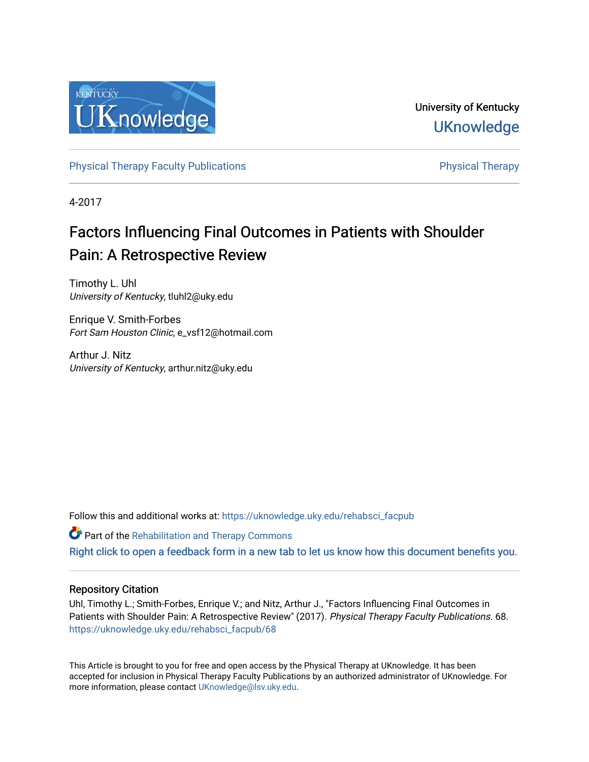University of Kentucky

UKnowledge

Physical Therapy Faculty Publications | Physical Therapy

4-2017

# Factors Influencing Final Outcomes in Patients with Shoulder Pain: A Retrospective Review

Timothy L. Uhl
*University of Kentucky*, tluhl2@uky.edu

Enrique V. Smith-Forbes
*Fort Sam Houston Clinic*, e_vsf12@hotmail.com

Arthur J. Nitz
*University of Kentucky*, arthur.nitz@uky.edu

Follow this and additional works at: https://uknowledge.uky.edu/rehabsci_facpub

Part of the Rehabilitation and Therapy Commons

Right click to open a feedback form in a new tab to let us know how this document benefits you.

## Repository Citation

Uhl, Timothy L.; Smith-Forbes, Enrique V.; and Nitz, Arthur J., "Factors Influencing Final Outcomes in Patients with Shoulder Pain: A Retrospective Review" (2017). *Physical Therapy Faculty Publications*. 68. https://uknowledge.uky.edu/rehabsci_facpub/68

This Article is brought to you for free and open access by the Physical Therapy at UKnowledge. It has been accepted for inclusion in Physical Therapy Faculty Publications by an authorized administrator of UKnowledge. For more information, please contact UKnowledge@lsv.uky.edu.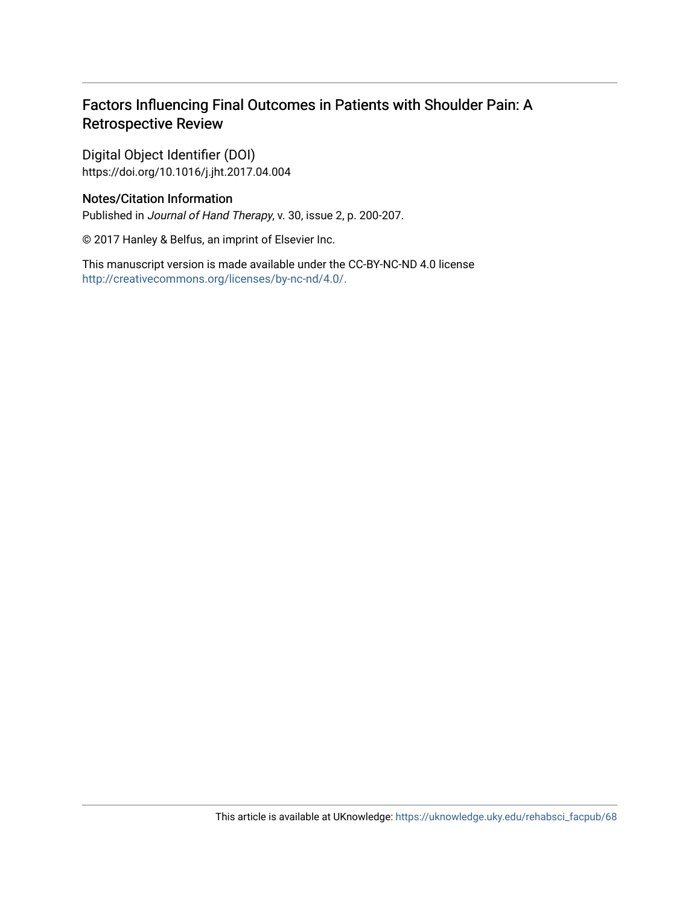# Factors Influencing Final Outcomes in Patients with Shoulder Pain: A Retrospective Review

## Digital Object Identifier (DOI)

https://doi.org/10.1016/j.jht.2017.04.004

## Notes/Citation Information

Published in *Journal of Hand Therapy*, v. 30, issue 2, p. 200-207.

© 2017 Hanley & Belfus, an imprint of Elsevier Inc.

This manuscript version is made available under the CC-BY-NC-ND 4.0 license http://creativecommons.org/licenses/by-nc-nd/4.0/.

This article is available at UKnowledge: https://uknowledge.uky.edu/rehabsci_facpub/68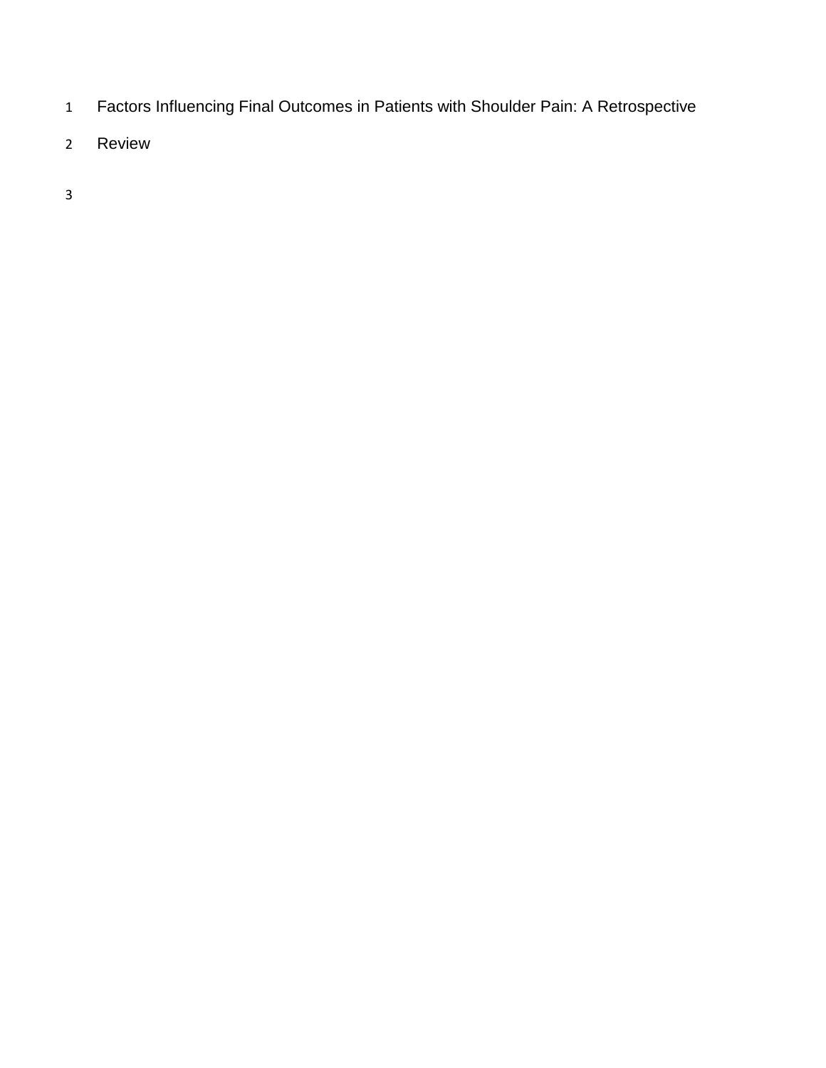# Factors Influencing Final Outcomes in Patients with Shoulder Pain: A Retrospective Review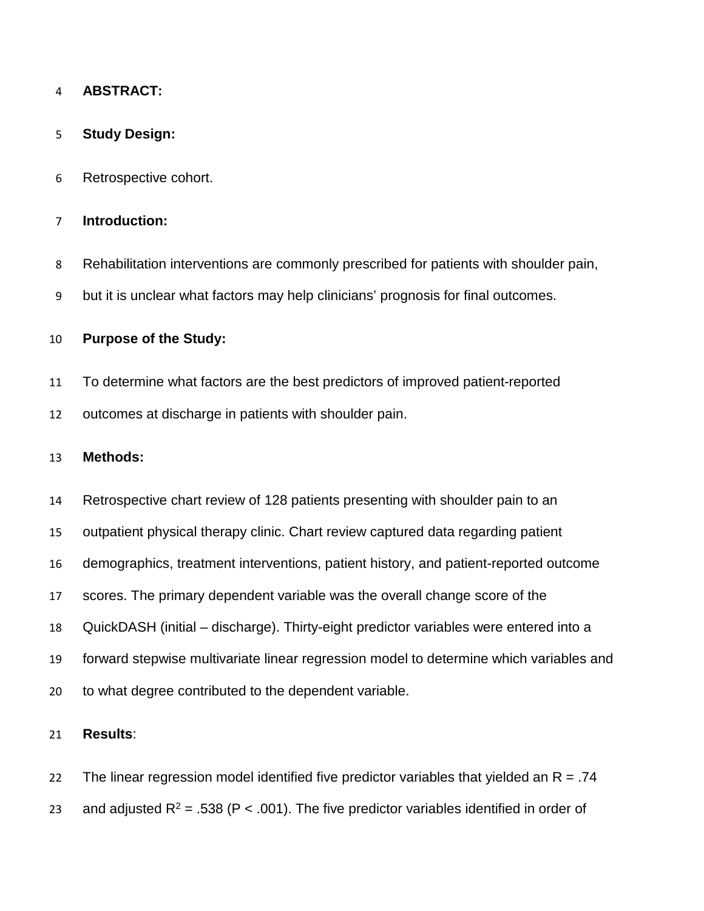**ABSTRACT:**

**Study Design:**

Retrospective cohort.

**Introduction:**

Rehabilitation interventions are commonly prescribed for patients with shoulder pain, but it is unclear what factors may help clinicians' prognosis for final outcomes.

**Purpose of the Study:**

To determine what factors are the best predictors of improved patient-reported outcomes at discharge in patients with shoulder pain.

**Methods:**

Retrospective chart review of 128 patients presenting with shoulder pain to an outpatient physical therapy clinic. Chart review captured data regarding patient demographics, treatment interventions, patient history, and patient-reported outcome scores. The primary dependent variable was the overall change score of the QuickDASH (initial – discharge). Thirty-eight predictor variables were entered into a forward stepwise multivariate linear regression model to determine which variables and to what degree contributed to the dependent variable.

**Results**:

The linear regression model identified five predictor variables that yielded an $R = .74$ and adjusted $R^2 = .538$ ($P < .001$). The five predictor variables identified in order of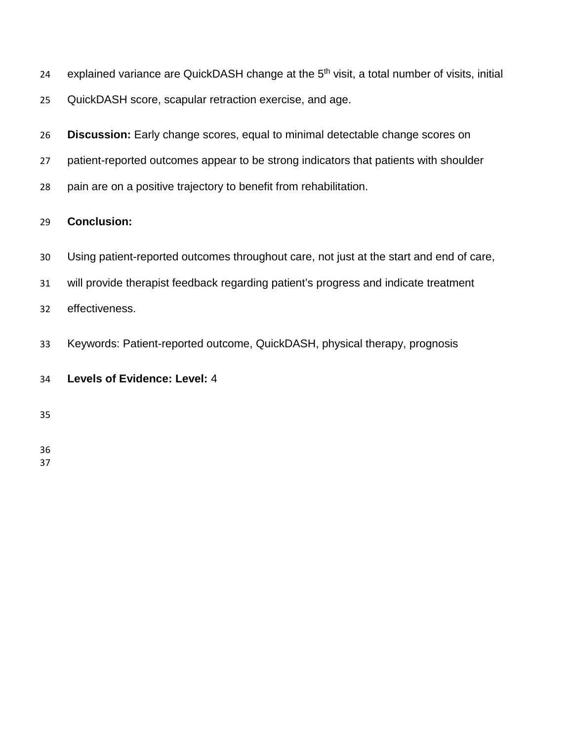explained variance are QuickDASH change at the 5th visit, a total number of visits, initial QuickDASH score, scapular retraction exercise, and age.

**Discussion:** Early change scores, equal to minimal detectable change scores on patient-reported outcomes appear to be strong indicators that patients with shoulder pain are on a positive trajectory to benefit from rehabilitation.

**Conclusion:**

Using patient-reported outcomes throughout care, not just at the start and end of care, will provide therapist feedback regarding patient's progress and indicate treatment effectiveness.

Keywords: Patient-reported outcome, QuickDASH, physical therapy, prognosis

**Levels of Evidence: Level:** 4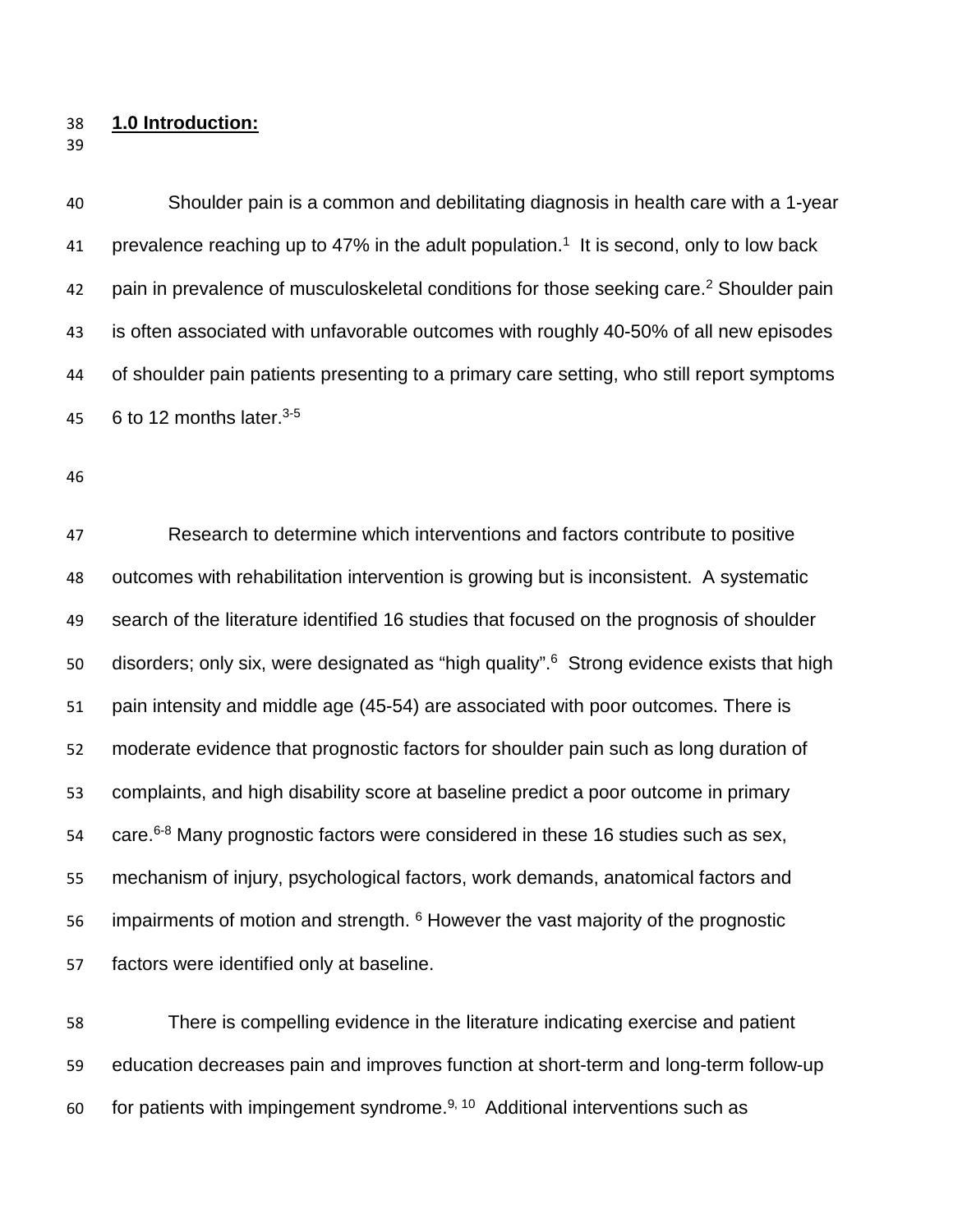## 1.0 Introduction:

Shoulder pain is a common and debilitating diagnosis in health care with a 1-year prevalence reaching up to 47% in the adult population.[1] It is second, only to low back pain in prevalence of musculoskeletal conditions for those seeking care.[2] Shoulder pain is often associated with unfavorable outcomes with roughly 40-50% of all new episodes of shoulder pain patients presenting to a primary care setting, who still report symptoms 6 to 12 months later.[3-5]

Research to determine which interventions and factors contribute to positive outcomes with rehabilitation intervention is growing but is inconsistent. A systematic search of the literature identified 16 studies that focused on the prognosis of shoulder disorders; only six, were designated as "high quality".[6] Strong evidence exists that high pain intensity and middle age (45-54) are associated with poor outcomes. There is moderate evidence that prognostic factors for shoulder pain such as long duration of complaints, and high disability score at baseline predict a poor outcome in primary care.[6-8] Many prognostic factors were considered in these 16 studies such as sex, mechanism of injury, psychological factors, work demands, anatomical factors and impairments of motion and strength. [6] However the vast majority of the prognostic factors were identified only at baseline.

There is compelling evidence in the literature indicating exercise and patient education decreases pain and improves function at short-term and long-term follow-up for patients with impingement syndrome.[9, 10] Additional interventions such as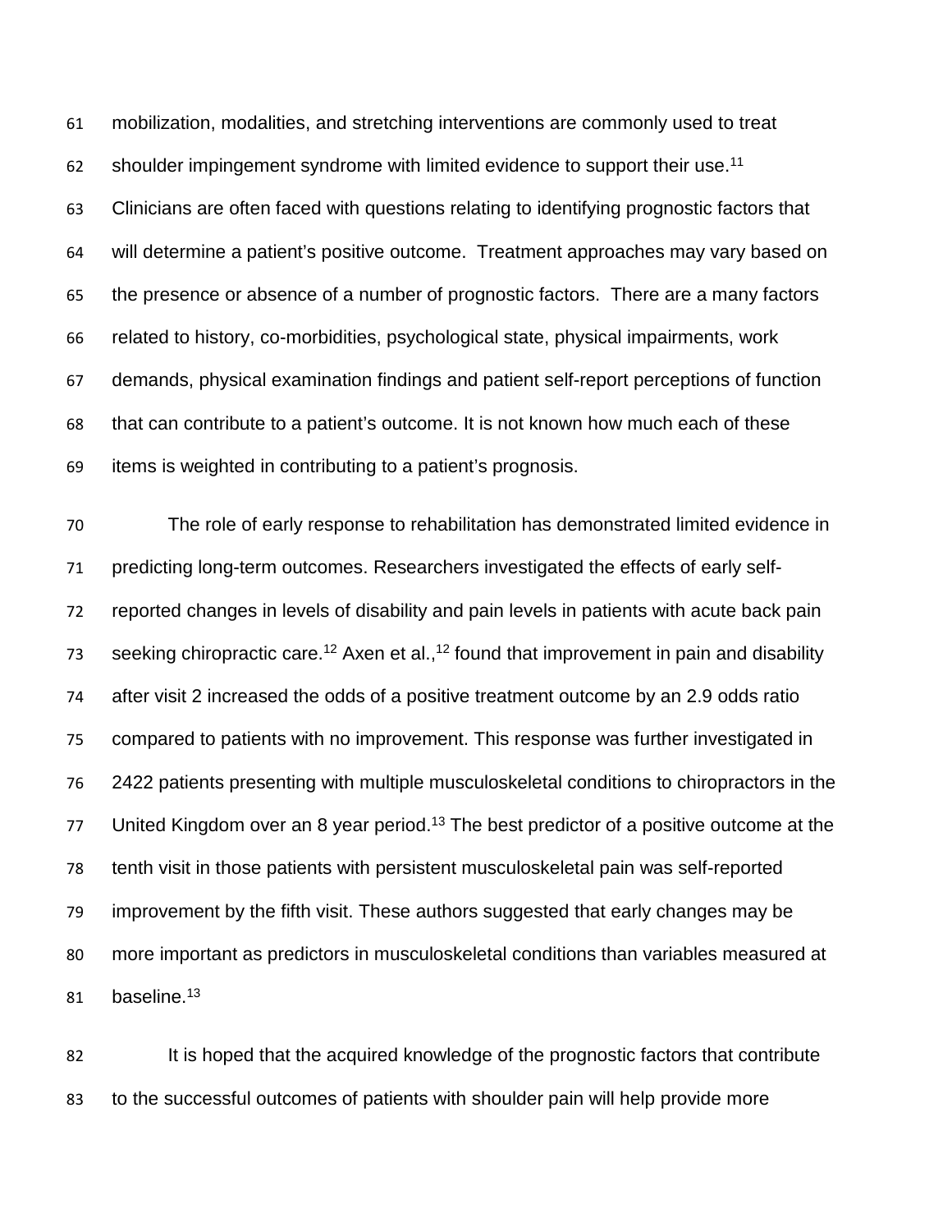mobilization, modalities, and stretching interventions are commonly used to treat shoulder impingement syndrome with limited evidence to support their use.[11] Clinicians are often faced with questions relating to identifying prognostic factors that will determine a patient's positive outcome. Treatment approaches may vary based on the presence or absence of a number of prognostic factors. There are a many factors related to history, co-morbidities, psychological state, physical impairments, work demands, physical examination findings and patient self-report perceptions of function that can contribute to a patient's outcome. It is not known how much each of these items is weighted in contributing to a patient's prognosis.

The role of early response to rehabilitation has demonstrated limited evidence in predicting long-term outcomes. Researchers investigated the effects of early self-reported changes in levels of disability and pain levels in patients with acute back pain seeking chiropractic care.[12] Axen et al.,[12] found that improvement in pain and disability after visit 2 increased the odds of a positive treatment outcome by an 2.9 odds ratio compared to patients with no improvement. This response was further investigated in 2422 patients presenting with multiple musculoskeletal conditions to chiropractors in the United Kingdom over an 8 year period.[13] The best predictor of a positive outcome at the tenth visit in those patients with persistent musculoskeletal pain was self-reported improvement by the fifth visit. These authors suggested that early changes may be more important as predictors in musculoskeletal conditions than variables measured at baseline.[13]

It is hoped that the acquired knowledge of the prognostic factors that contribute to the successful outcomes of patients with shoulder pain will help provide more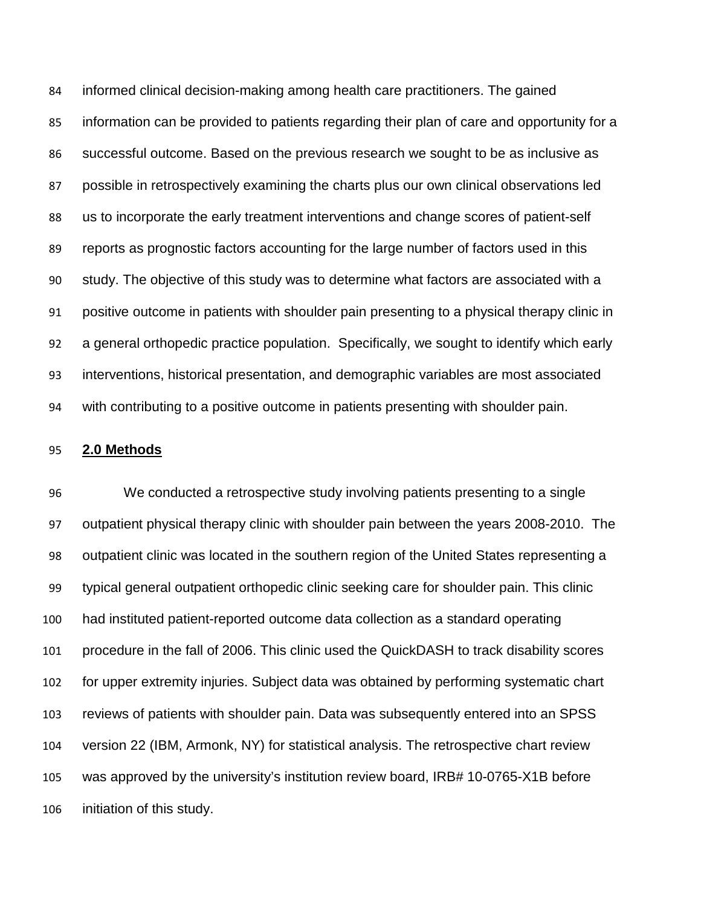informed clinical decision-making among health care practitioners. The gained information can be provided to patients regarding their plan of care and opportunity for a successful outcome. Based on the previous research we sought to be as inclusive as possible in retrospectively examining the charts plus our own clinical observations led us to incorporate the early treatment interventions and change scores of patient-self reports as prognostic factors accounting for the large number of factors used in this study. The objective of this study was to determine what factors are associated with a positive outcome in patients with shoulder pain presenting to a physical therapy clinic in a general orthopedic practice population. Specifically, we sought to identify which early interventions, historical presentation, and demographic variables are most associated with contributing to a positive outcome in patients presenting with shoulder pain.

## 2.0 Methods

We conducted a retrospective study involving patients presenting to a single outpatient physical therapy clinic with shoulder pain between the years 2008-2010. The outpatient clinic was located in the southern region of the United States representing a typical general outpatient orthopedic clinic seeking care for shoulder pain. This clinic had instituted patient-reported outcome data collection as a standard operating procedure in the fall of 2006. This clinic used the QuickDASH to track disability scores for upper extremity injuries. Subject data was obtained by performing systematic chart reviews of patients with shoulder pain. Data was subsequently entered into an SPSS version 22 (IBM, Armonk, NY) for statistical analysis. The retrospective chart review was approved by the university's institution review board, IRB# 10-0765-X1B before initiation of this study.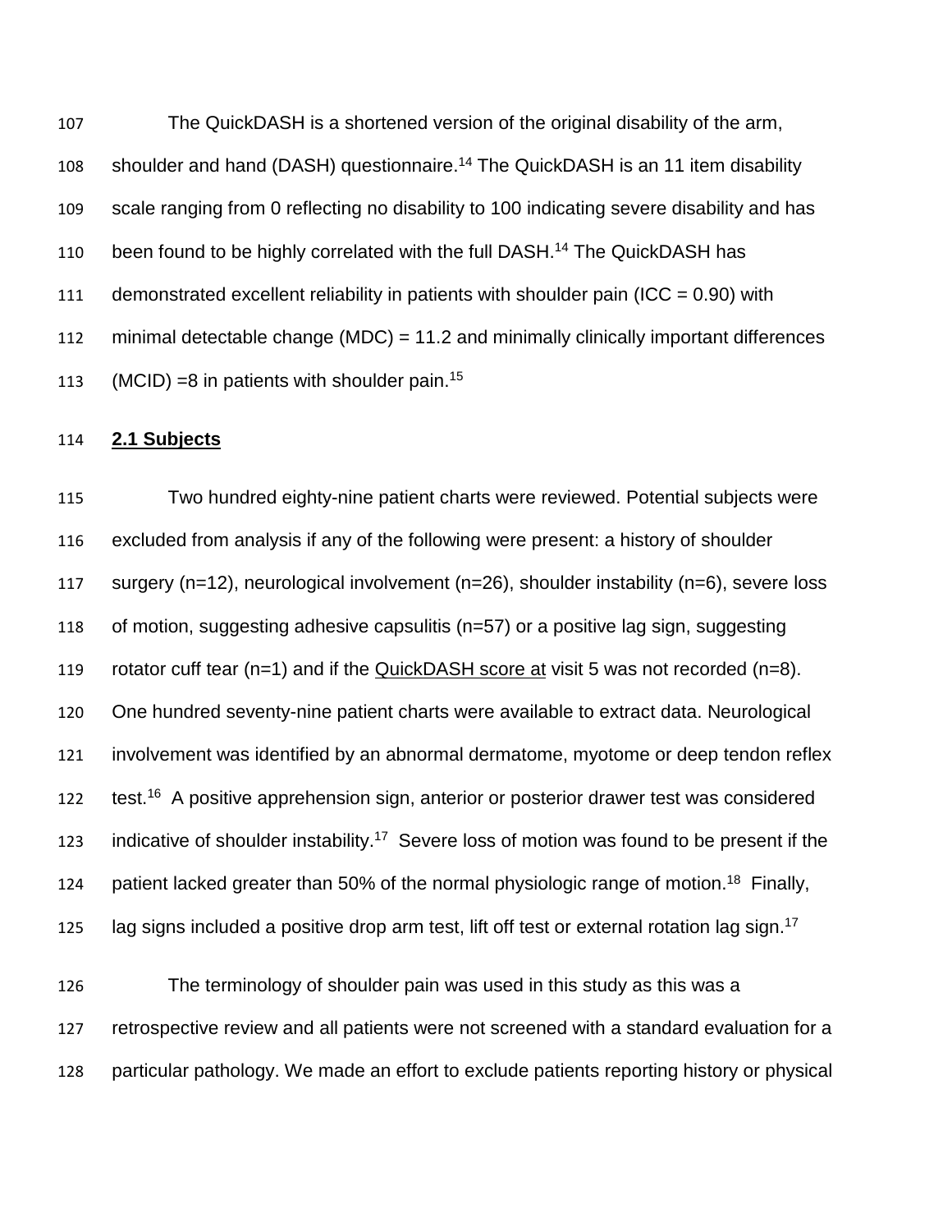The QuickDASH is a shortened version of the original disability of the arm, shoulder and hand (DASH) questionnaire.[14] The QuickDASH is an 11 item disability scale ranging from 0 reflecting no disability to 100 indicating severe disability and has been found to be highly correlated with the full DASH.[14] The QuickDASH has demonstrated excellent reliability in patients with shoulder pain (ICC = 0.90) with minimal detectable change (MDC) = 11.2 and minimally clinically important differences (MCID) =8 in patients with shoulder pain.[15]

## 2.1 Subjects

Two hundred eighty-nine patient charts were reviewed. Potential subjects were excluded from analysis if any of the following were present: a history of shoulder surgery (n=12), neurological involvement (n=26), shoulder instability (n=6), severe loss of motion, suggesting adhesive capsulitis (n=57) or a positive lag sign, suggesting rotator cuff tear (n=1) and if the QuickDASH score at visit 5 was not recorded (n=8). One hundred seventy-nine patient charts were available to extract data. Neurological involvement was identified by an abnormal dermatome, myotome or deep tendon reflex test.[16] A positive apprehension sign, anterior or posterior drawer test was considered indicative of shoulder instability.[17] Severe loss of motion was found to be present if the patient lacked greater than 50% of the normal physiologic range of motion.[18] Finally, lag signs included a positive drop arm test, lift off test or external rotation lag sign.[17]

The terminology of shoulder pain was used in this study as this was a retrospective review and all patients were not screened with a standard evaluation for a particular pathology. We made an effort to exclude patients reporting history or physical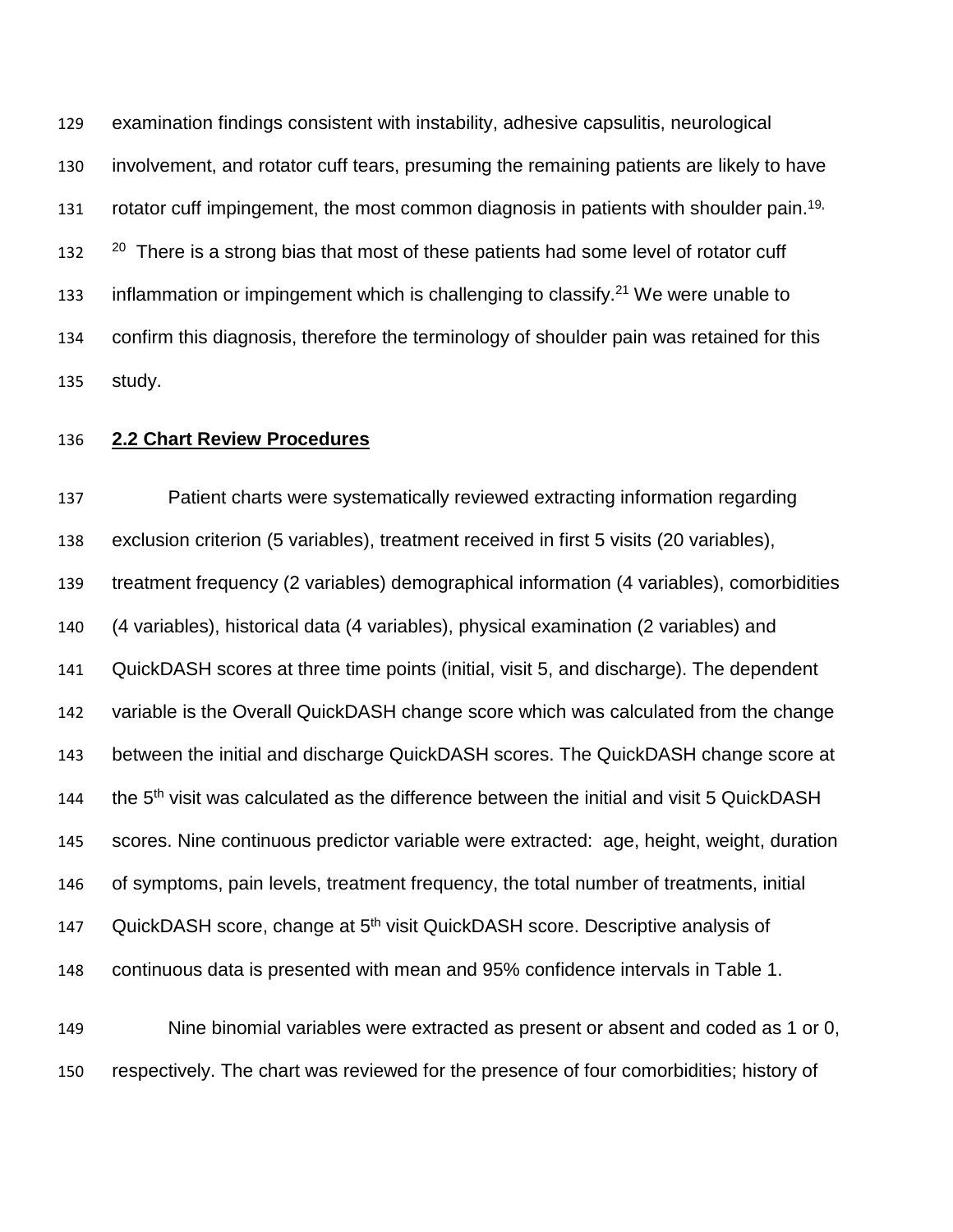examination findings consistent with instability, adhesive capsulitis, neurological involvement, and rotator cuff tears, presuming the remaining patients are likely to have rotator cuff impingement, the most common diagnosis in patients with shoulder pain.[19, 20] There is a strong bias that most of these patients had some level of rotator cuff inflammation or impingement which is challenging to classify.[21] We were unable to confirm this diagnosis, therefore the terminology of shoulder pain was retained for this study.

## 2.2 Chart Review Procedures

Patient charts were systematically reviewed extracting information regarding exclusion criterion (5 variables), treatment received in first 5 visits (20 variables), treatment frequency (2 variables) demographical information (4 variables), comorbidities (4 variables), historical data (4 variables), physical examination (2 variables) and QuickDASH scores at three time points (initial, visit 5, and discharge). The dependent variable is the Overall QuickDASH change score which was calculated from the change between the initial and discharge QuickDASH scores. The QuickDASH change score at the 5$^{th}$ visit was calculated as the difference between the initial and visit 5 QuickDASH scores. Nine continuous predictor variable were extracted: age, height, weight, duration of symptoms, pain levels, treatment frequency, the total number of treatments, initial QuickDASH score, change at 5$^{th}$ visit QuickDASH score. Descriptive analysis of continuous data is presented with mean and 95% confidence intervals in Table 1.

Nine binomial variables were extracted as present or absent and coded as 1 or 0, respectively. The chart was reviewed for the presence of four comorbidities; history of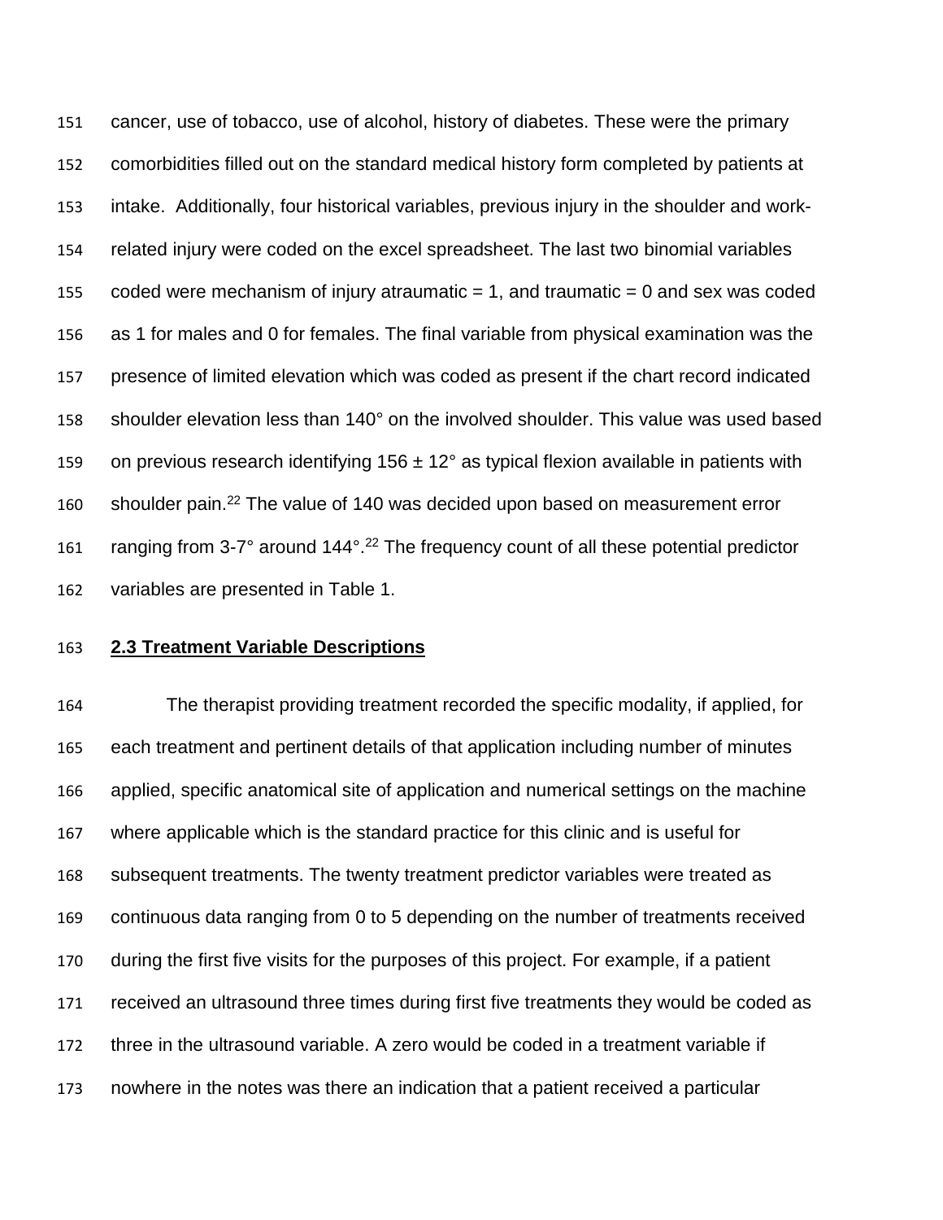cancer, use of tobacco, use of alcohol, history of diabetes. These were the primary comorbidities filled out on the standard medical history form completed by patients at intake. Additionally, four historical variables, previous injury in the shoulder and work-related injury were coded on the excel spreadsheet. The last two binomial variables coded were mechanism of injury atraumatic = 1, and traumatic = 0 and sex was coded as 1 for males and 0 for females. The final variable from physical examination was the presence of limited elevation which was coded as present if the chart record indicated shoulder elevation less than 140° on the involved shoulder. This value was used based on previous research identifying 156 ± 12° as typical flexion available in patients with shoulder pain.[22] The value of 140 was decided upon based on measurement error ranging from 3-7° around 144°.[22] The frequency count of all these potential predictor variables are presented in Table 1.

## **2.3 Treatment Variable Descriptions**

The therapist providing treatment recorded the specific modality, if applied, for each treatment and pertinent details of that application including number of minutes applied, specific anatomical site of application and numerical settings on the machine where applicable which is the standard practice for this clinic and is useful for subsequent treatments. The twenty treatment predictor variables were treated as continuous data ranging from 0 to 5 depending on the number of treatments received during the first five visits for the purposes of this project. For example, if a patient received an ultrasound three times during first five treatments they would be coded as three in the ultrasound variable. A zero would be coded in a treatment variable if nowhere in the notes was there an indication that a patient received a particular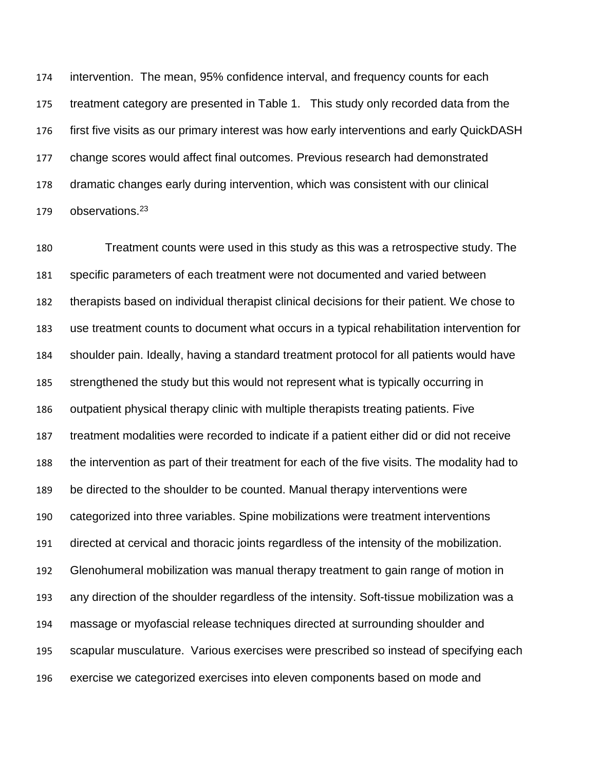intervention. The mean, 95% confidence interval, and frequency counts for each treatment category are presented in Table 1. This study only recorded data from the first five visits as our primary interest was how early interventions and early QuickDASH change scores would affect final outcomes. Previous research had demonstrated dramatic changes early during intervention, which was consistent with our clinical observations.[23]

Treatment counts were used in this study as this was a retrospective study. The specific parameters of each treatment were not documented and varied between therapists based on individual therapist clinical decisions for their patient. We chose to use treatment counts to document what occurs in a typical rehabilitation intervention for shoulder pain. Ideally, having a standard treatment protocol for all patients would have strengthened the study but this would not represent what is typically occurring in outpatient physical therapy clinic with multiple therapists treating patients. Five treatment modalities were recorded to indicate if a patient either did or did not receive the intervention as part of their treatment for each of the five visits. The modality had to be directed to the shoulder to be counted. Manual therapy interventions were categorized into three variables. Spine mobilizations were treatment interventions directed at cervical and thoracic joints regardless of the intensity of the mobilization. Glenohumeral mobilization was manual therapy treatment to gain range of motion in any direction of the shoulder regardless of the intensity. Soft-tissue mobilization was a massage or myofascial release techniques directed at surrounding shoulder and scapular musculature. Various exercises were prescribed so instead of specifying each exercise we categorized exercises into eleven components based on mode and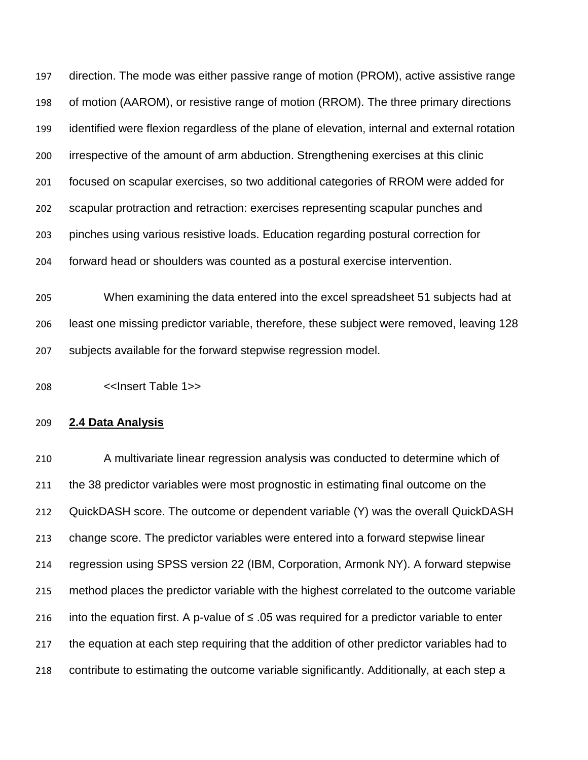direction. The mode was either passive range of motion (PROM), active assistive range of motion (AAROM), or resistive range of motion (RROM). The three primary directions identified were flexion regardless of the plane of elevation, internal and external rotation irrespective of the amount of arm abduction. Strengthening exercises at this clinic focused on scapular exercises, so two additional categories of RROM were added for scapular protraction and retraction: exercises representing scapular punches and pinches using various resistive loads. Education regarding postural correction for forward head or shoulders was counted as a postural exercise intervention.

When examining the data entered into the excel spreadsheet 51 subjects had at least one missing predictor variable, therefore, these subject were removed, leaving 128 subjects available for the forward stepwise regression model.

<<Insert Table 1>>

## 2.4 Data Analysis

A multivariate linear regression analysis was conducted to determine which of the 38 predictor variables were most prognostic in estimating final outcome on the QuickDASH score. The outcome or dependent variable (Y) was the overall QuickDASH change score. The predictor variables were entered into a forward stepwise linear regression using SPSS version 22 (IBM, Corporation, Armonk NY). A forward stepwise method places the predictor variable with the highest correlated to the outcome variable into the equation first. A p-value of ≤ .05 was required for a predictor variable to enter the equation at each step requiring that the addition of other predictor variables had to contribute to estimating the outcome variable significantly. Additionally, at each step a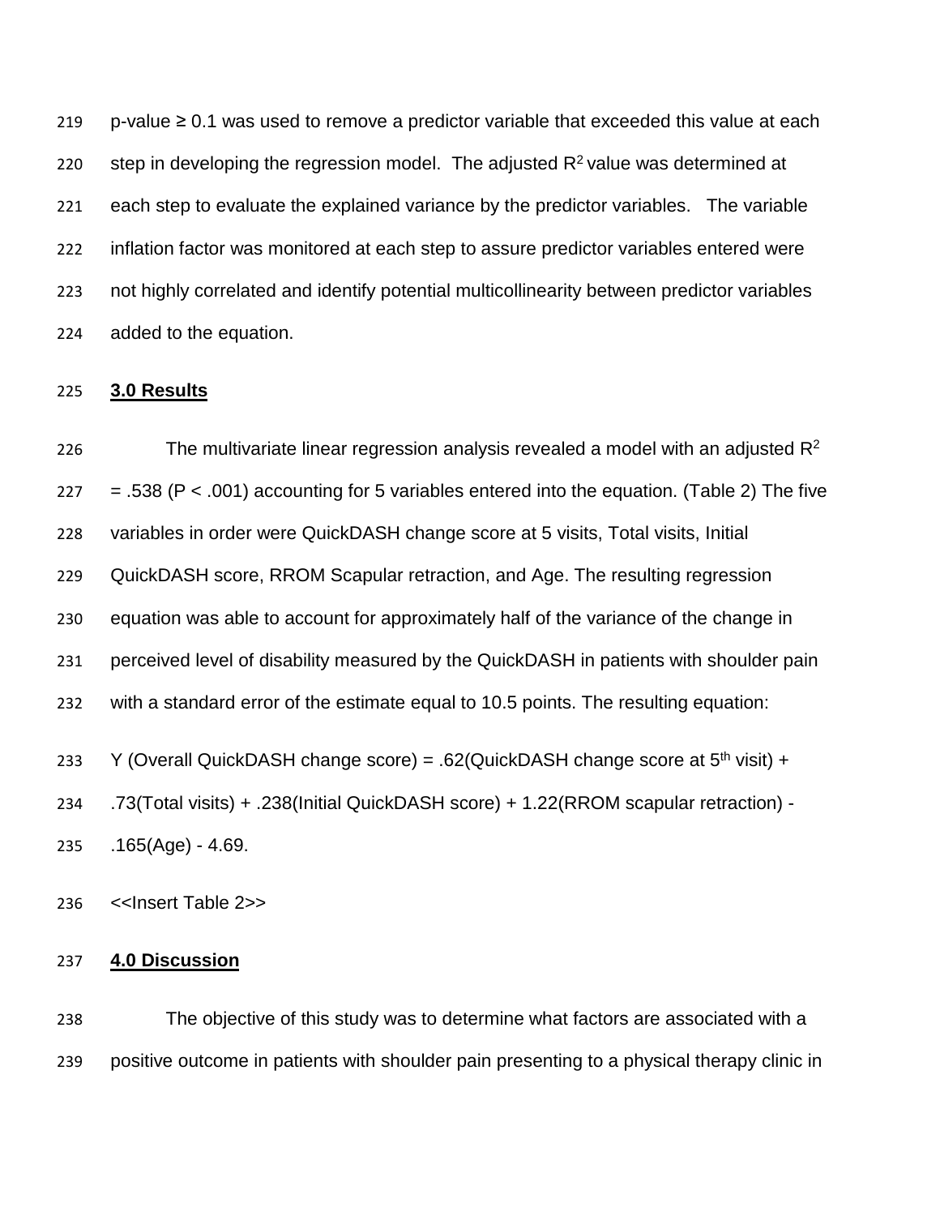p-value ≥ 0.1 was used to remove a predictor variable that exceeded this value at each step in developing the regression model. The adjusted $R^2$ value was determined at each step to evaluate the explained variance by the predictor variables. The variable inflation factor was monitored at each step to assure predictor variables entered were not highly correlated and identify potential multicollinearity between predictor variables added to the equation.

## 3.0 Results

The multivariate linear regression analysis revealed a model with an adjusted $R^2$ = .538 ($P < .001$) accounting for 5 variables entered into the equation. (Table 2) The five variables in order were QuickDASH change score at 5 visits, Total visits, Initial QuickDASH score, RROM Scapular retraction, and Age. The resulting regression equation was able to account for approximately half of the variance of the change in perceived level of disability measured by the QuickDASH in patients with shoulder pain with a standard error of the estimate equal to 10.5 points. The resulting equation:

Y (Overall QuickDASH change score) = .62(QuickDASH change score at 5th visit) + .73(Total visits) + .238(Initial QuickDASH score) + 1.22(RROM scapular retraction) - .165(Age) - 4.69.

<<Insert Table 2>>

## 4.0 Discussion

The objective of this study was to determine what factors are associated with a positive outcome in patients with shoulder pain presenting to a physical therapy clinic in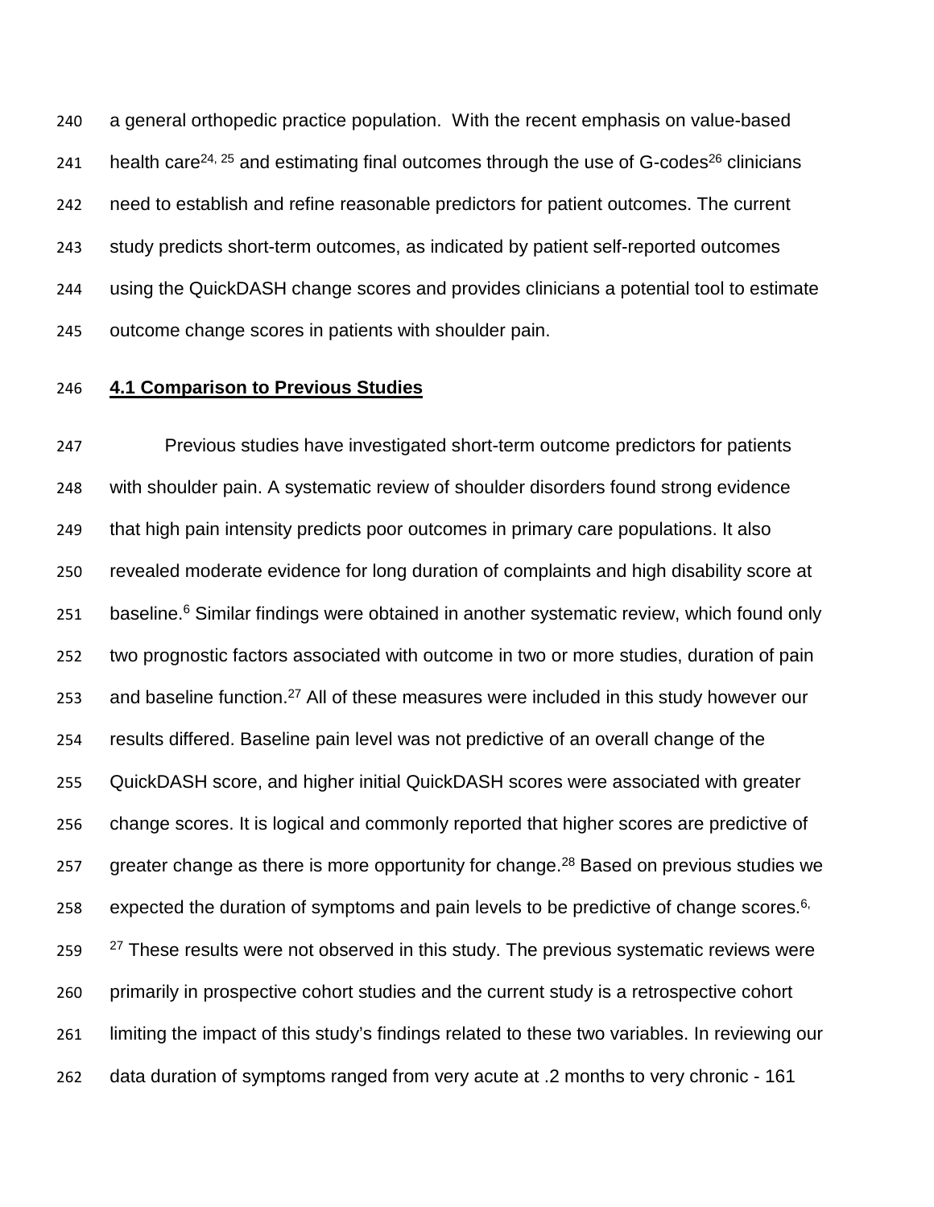a general orthopedic practice population. With the recent emphasis on value-based health care[24, 25] and estimating final outcomes through the use of G-codes[26] clinicians need to establish and refine reasonable predictors for patient outcomes. The current study predicts short-term outcomes, as indicated by patient self-reported outcomes using the QuickDASH change scores and provides clinicians a potential tool to estimate outcome change scores in patients with shoulder pain.

## 4.1 Comparison to Previous Studies

Previous studies have investigated short-term outcome predictors for patients with shoulder pain. A systematic review of shoulder disorders found strong evidence that high pain intensity predicts poor outcomes in primary care populations. It also revealed moderate evidence for long duration of complaints and high disability score at baseline.[6] Similar findings were obtained in another systematic review, which found only two prognostic factors associated with outcome in two or more studies, duration of pain and baseline function.[27] All of these measures were included in this study however our results differed. Baseline pain level was not predictive of an overall change of the QuickDASH score, and higher initial QuickDASH scores were associated with greater change scores. It is logical and commonly reported that higher scores are predictive of greater change as there is more opportunity for change.[28] Based on previous studies we expected the duration of symptoms and pain levels to be predictive of change scores.[6, 27] These results were not observed in this study. The previous systematic reviews were primarily in prospective cohort studies and the current study is a retrospective cohort limiting the impact of this study's findings related to these two variables. In reviewing our data duration of symptoms ranged from very acute at .2 months to very chronic - 161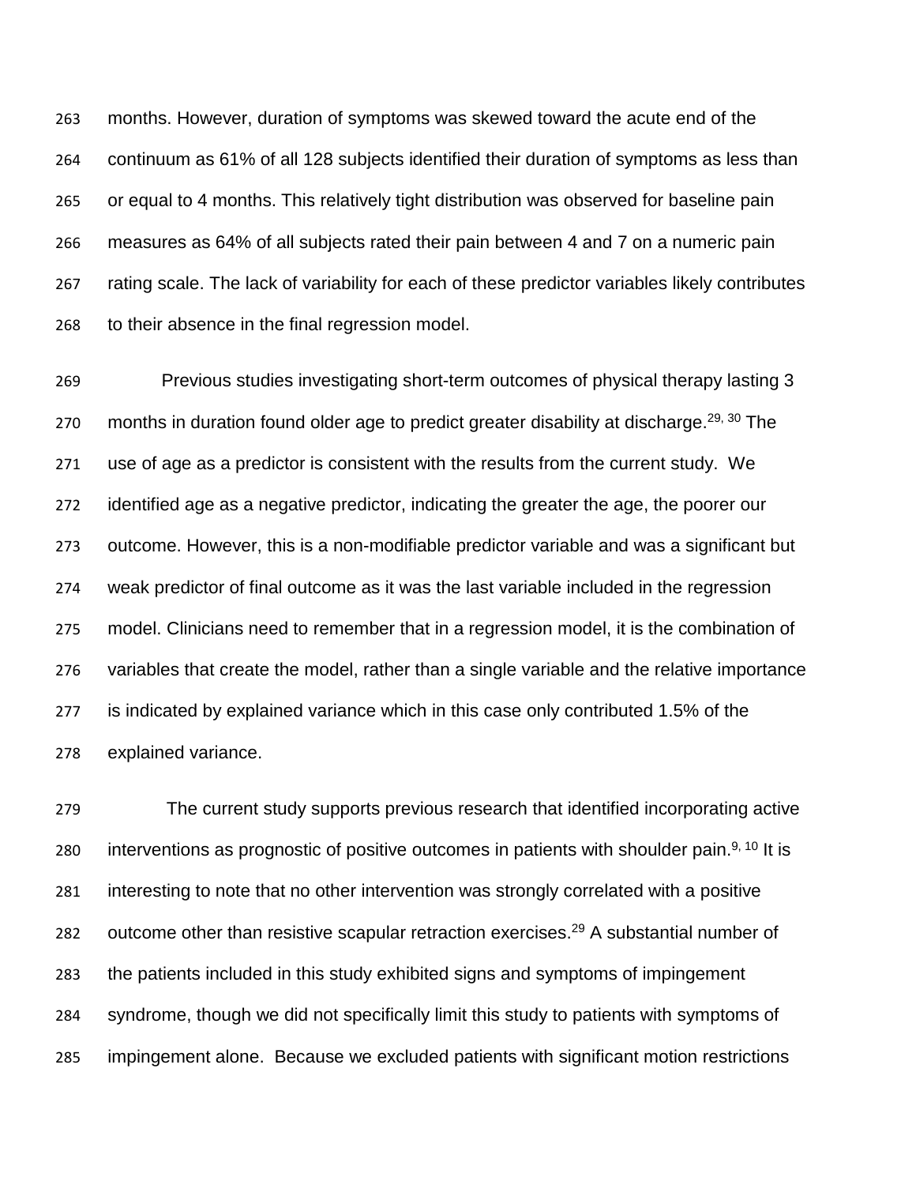months. However, duration of symptoms was skewed toward the acute end of the continuum as 61% of all 128 subjects identified their duration of symptoms as less than or equal to 4 months. This relatively tight distribution was observed for baseline pain measures as 64% of all subjects rated their pain between 4 and 7 on a numeric pain rating scale. The lack of variability for each of these predictor variables likely contributes to their absence in the final regression model.

Previous studies investigating short-term outcomes of physical therapy lasting 3 months in duration found older age to predict greater disability at discharge.[29, 30] The use of age as a predictor is consistent with the results from the current study. We identified age as a negative predictor, indicating the greater the age, the poorer our outcome. However, this is a non-modifiable predictor variable and was a significant but weak predictor of final outcome as it was the last variable included in the regression model. Clinicians need to remember that in a regression model, it is the combination of variables that create the model, rather than a single variable and the relative importance is indicated by explained variance which in this case only contributed 1.5% of the explained variance.

The current study supports previous research that identified incorporating active interventions as prognostic of positive outcomes in patients with shoulder pain.[9, 10] It is interesting to note that no other intervention was strongly correlated with a positive outcome other than resistive scapular retraction exercises.[29] A substantial number of the patients included in this study exhibited signs and symptoms of impingement syndrome, though we did not specifically limit this study to patients with symptoms of impingement alone. Because we excluded patients with significant motion restrictions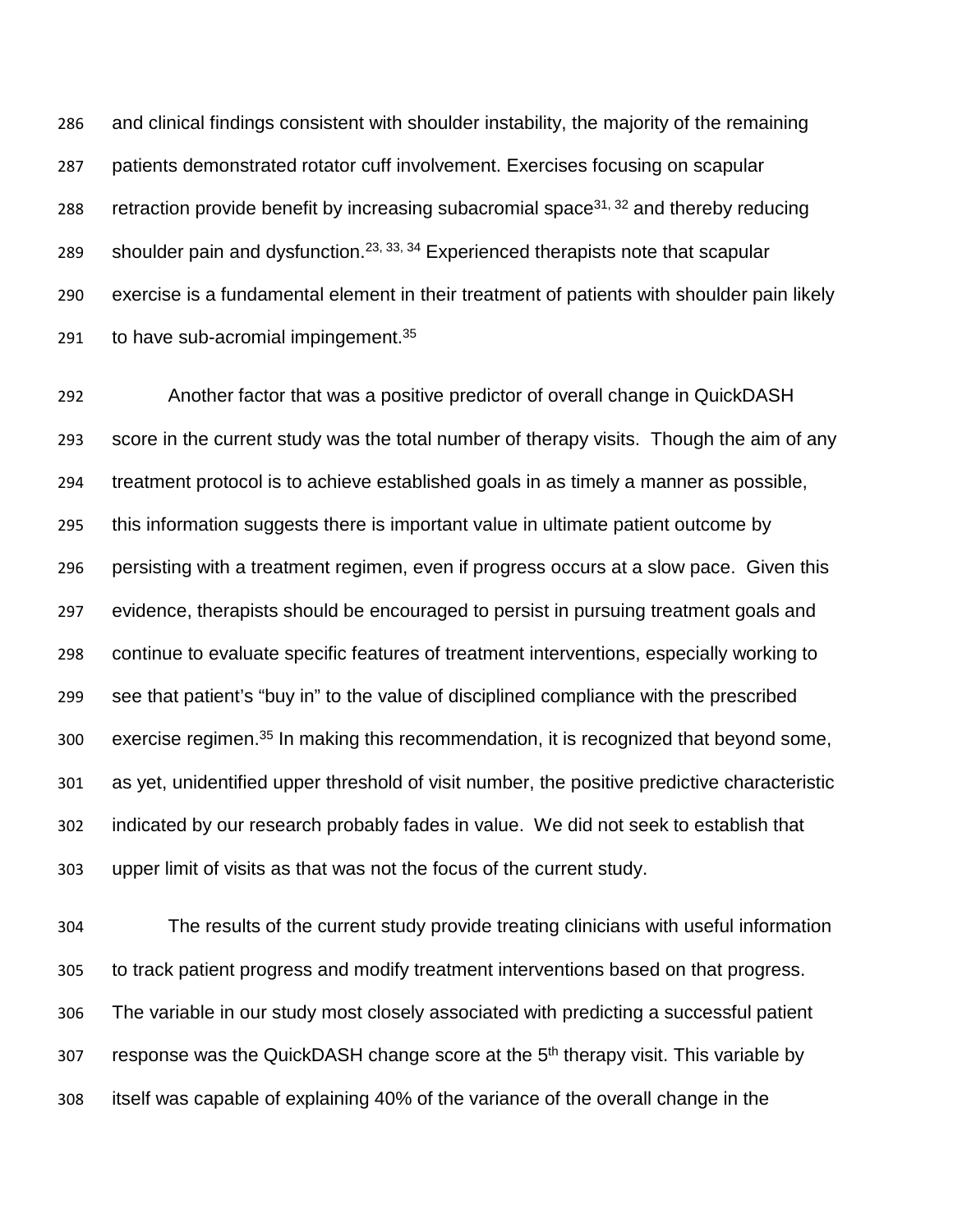and clinical findings consistent with shoulder instability, the majority of the remaining patients demonstrated rotator cuff involvement. Exercises focusing on scapular retraction provide benefit by increasing subacromial space[31, 32] and thereby reducing shoulder pain and dysfunction.[23, 33, 34] Experienced therapists note that scapular exercise is a fundamental element in their treatment of patients with shoulder pain likely to have sub-acromial impingement.[35]

Another factor that was a positive predictor of overall change in QuickDASH score in the current study was the total number of therapy visits. Though the aim of any treatment protocol is to achieve established goals in as timely a manner as possible, this information suggests there is important value in ultimate patient outcome by persisting with a treatment regimen, even if progress occurs at a slow pace. Given this evidence, therapists should be encouraged to persist in pursuing treatment goals and continue to evaluate specific features of treatment interventions, especially working to see that patient's "buy in" to the value of disciplined compliance with the prescribed exercise regimen.[35] In making this recommendation, it is recognized that beyond some, as yet, unidentified upper threshold of visit number, the positive predictive characteristic indicated by our research probably fades in value. We did not seek to establish that upper limit of visits as that was not the focus of the current study.

The results of the current study provide treating clinicians with useful information to track patient progress and modify treatment interventions based on that progress. The variable in our study most closely associated with predicting a successful patient response was the QuickDASH change score at the 5$^{th}$ therapy visit. This variable by itself was capable of explaining 40% of the variance of the overall change in the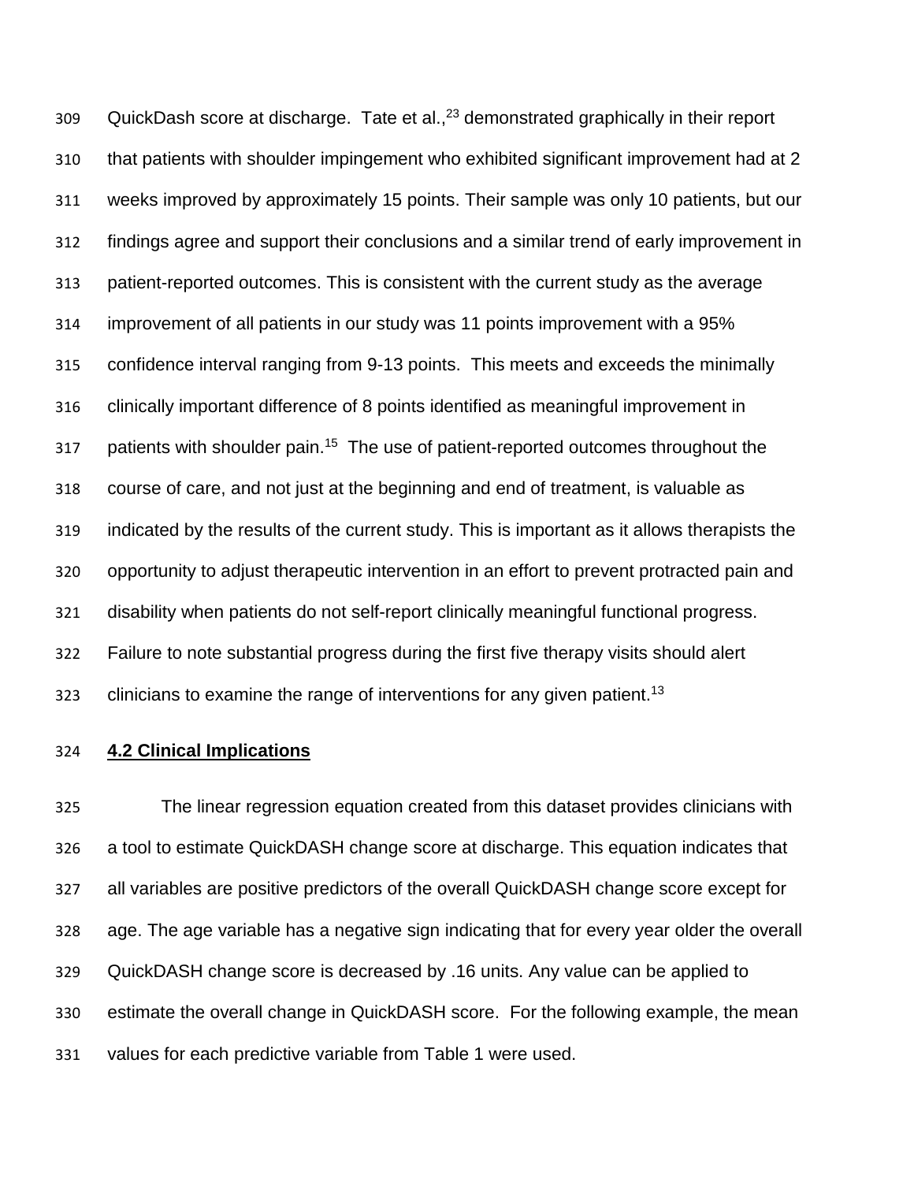QuickDash score at discharge. Tate et al.,[23] demonstrated graphically in their report that patients with shoulder impingement who exhibited significant improvement had at 2 weeks improved by approximately 15 points. Their sample was only 10 patients, but our findings agree and support their conclusions and a similar trend of early improvement in patient-reported outcomes. This is consistent with the current study as the average improvement of all patients in our study was 11 points improvement with a 95% confidence interval ranging from 9-13 points. This meets and exceeds the minimally clinically important difference of 8 points identified as meaningful improvement in patients with shoulder pain.[15] The use of patient-reported outcomes throughout the course of care, and not just at the beginning and end of treatment, is valuable as indicated by the results of the current study. This is important as it allows therapists the opportunity to adjust therapeutic intervention in an effort to prevent protracted pain and disability when patients do not self-report clinically meaningful functional progress. Failure to note substantial progress during the first five therapy visits should alert clinicians to examine the range of interventions for any given patient.[13]

## 4.2 Clinical Implications

The linear regression equation created from this dataset provides clinicians with a tool to estimate QuickDASH change score at discharge. This equation indicates that all variables are positive predictors of the overall QuickDASH change score except for age. The age variable has a negative sign indicating that for every year older the overall QuickDASH change score is decreased by .16 units. Any value can be applied to estimate the overall change in QuickDASH score. For the following example, the mean values for each predictive variable from Table 1 were used.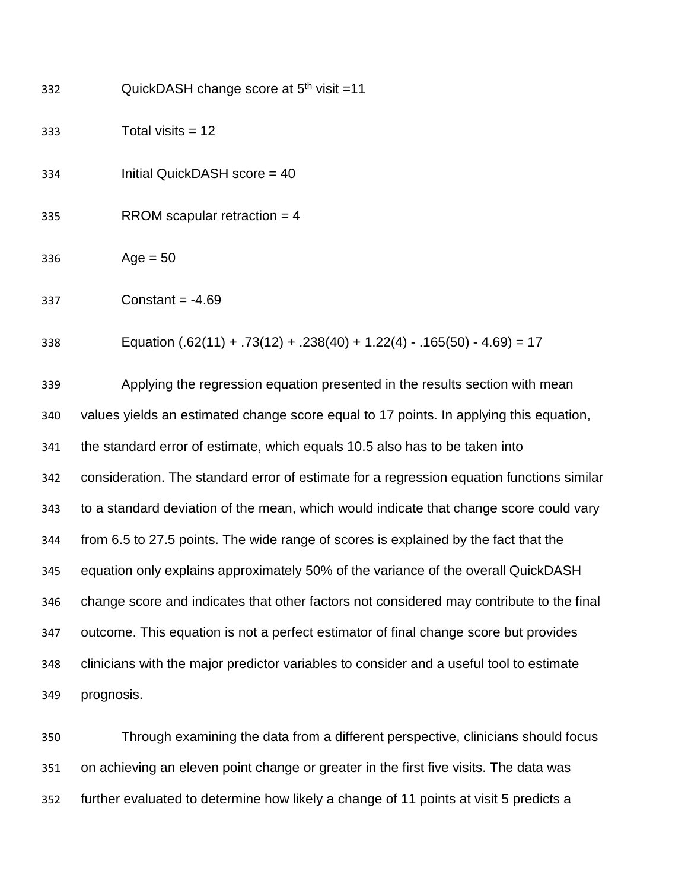QuickDASH change score at 5th visit =11

Total visits = 12

Initial QuickDASH score = 40

RROM scapular retraction = 4

Age = 50

Constant = -4.69

Equation $(.62(11) + .73(12) + .238(40) + 1.22(4) - .165(50) - 4.69) = 17$

Applying the regression equation presented in the results section with mean values yields an estimated change score equal to 17 points. In applying this equation, the standard error of estimate, which equals 10.5 also has to be taken into consideration. The standard error of estimate for a regression equation functions similar to a standard deviation of the mean, which would indicate that change score could vary from 6.5 to 27.5 points. The wide range of scores is explained by the fact that the equation only explains approximately 50% of the variance of the overall QuickDASH change score and indicates that other factors not considered may contribute to the final outcome. This equation is not a perfect estimator of final change score but provides clinicians with the major predictor variables to consider and a useful tool to estimate prognosis.

Through examining the data from a different perspective, clinicians should focus on achieving an eleven point change or greater in the first five visits. The data was further evaluated to determine how likely a change of 11 points at visit 5 predicts a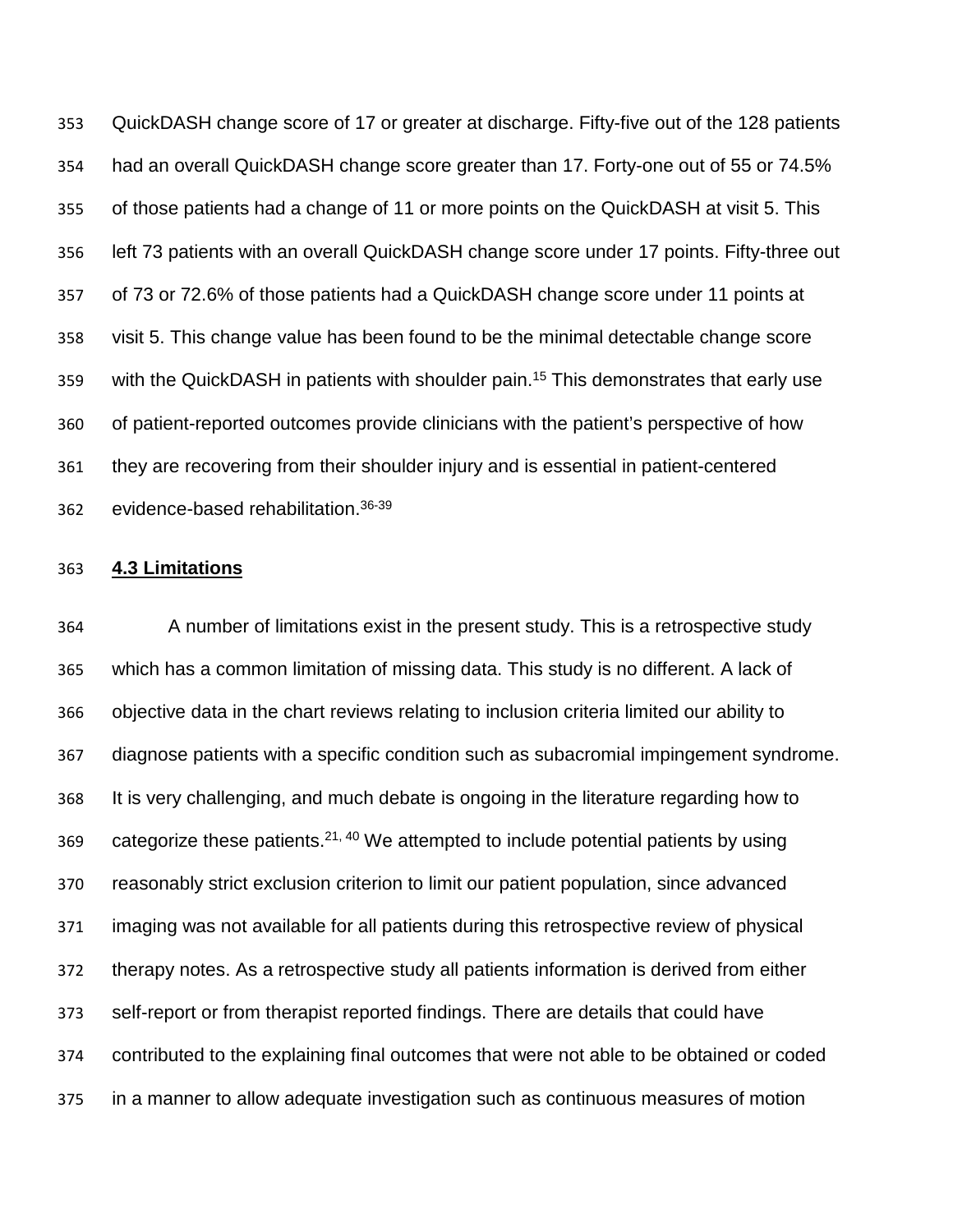QuickDASH change score of 17 or greater at discharge. Fifty-five out of the 128 patients had an overall QuickDASH change score greater than 17. Forty-one out of 55 or 74.5% of those patients had a change of 11 or more points on the QuickDASH at visit 5. This left 73 patients with an overall QuickDASH change score under 17 points. Fifty-three out of 73 or 72.6% of those patients had a QuickDASH change score under 11 points at visit 5. This change value has been found to be the minimal detectable change score with the QuickDASH in patients with shoulder pain.[15] This demonstrates that early use of patient-reported outcomes provide clinicians with the patient's perspective of how they are recovering from their shoulder injury and is essential in patient-centered evidence-based rehabilitation.[36-39]

### 4.3 Limitations

A number of limitations exist in the present study. This is a retrospective study which has a common limitation of missing data. This study is no different. A lack of objective data in the chart reviews relating to inclusion criteria limited our ability to diagnose patients with a specific condition such as subacromial impingement syndrome. It is very challenging, and much debate is ongoing in the literature regarding how to categorize these patients.[21, 40] We attempted to include potential patients by using reasonably strict exclusion criterion to limit our patient population, since advanced imaging was not available for all patients during this retrospective review of physical therapy notes. As a retrospective study all patients information is derived from either self-report or from therapist reported findings. There are details that could have contributed to the explaining final outcomes that were not able to be obtained or coded in a manner to allow adequate investigation such as continuous measures of motion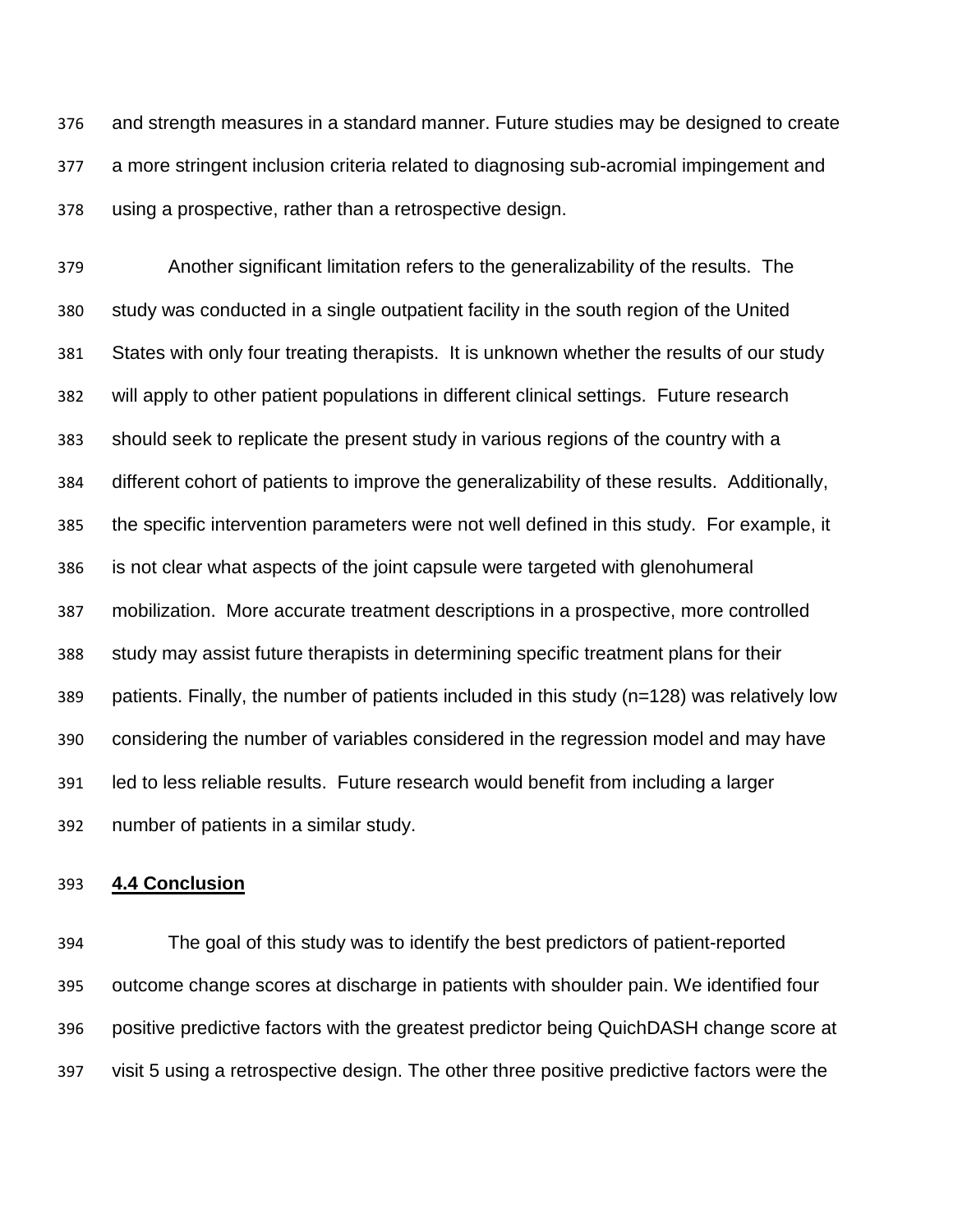and strength measures in a standard manner. Future studies may be designed to create a more stringent inclusion criteria related to diagnosing sub-acromial impingement and using a prospective, rather than a retrospective design.

Another significant limitation refers to the generalizability of the results. The study was conducted in a single outpatient facility in the south region of the United States with only four treating therapists. It is unknown whether the results of our study will apply to other patient populations in different clinical settings. Future research should seek to replicate the present study in various regions of the country with a different cohort of patients to improve the generalizability of these results. Additionally, the specific intervention parameters were not well defined in this study. For example, it is not clear what aspects of the joint capsule were targeted with glenohumeral mobilization. More accurate treatment descriptions in a prospective, more controlled study may assist future therapists in determining specific treatment plans for their patients. Finally, the number of patients included in this study (n=128) was relatively low considering the number of variables considered in the regression model and may have led to less reliable results. Future research would benefit from including a larger number of patients in a similar study.

## 4.4 Conclusion

The goal of this study was to identify the best predictors of patient-reported outcome change scores at discharge in patients with shoulder pain. We identified four positive predictive factors with the greatest predictor being QuichDASH change score at visit 5 using a retrospective design. The other three positive predictive factors were the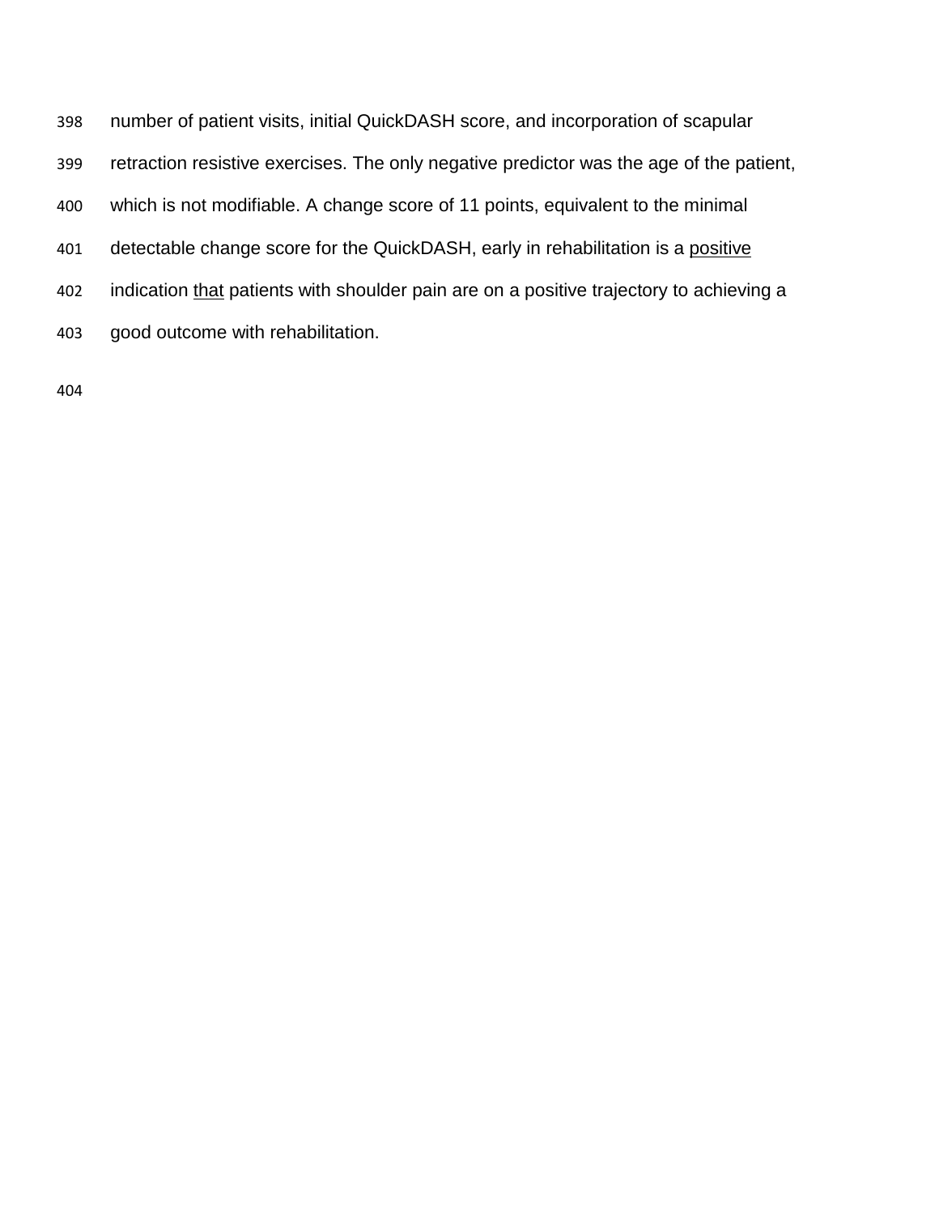number of patient visits, initial QuickDASH score, and incorporation of scapular retraction resistive exercises. The only negative predictor was the age of the patient, which is not modifiable. A change score of 11 points, equivalent to the minimal detectable change score for the QuickDASH, early in rehabilitation is a positive indication that patients with shoulder pain are on a positive trajectory to achieving a good outcome with rehabilitation.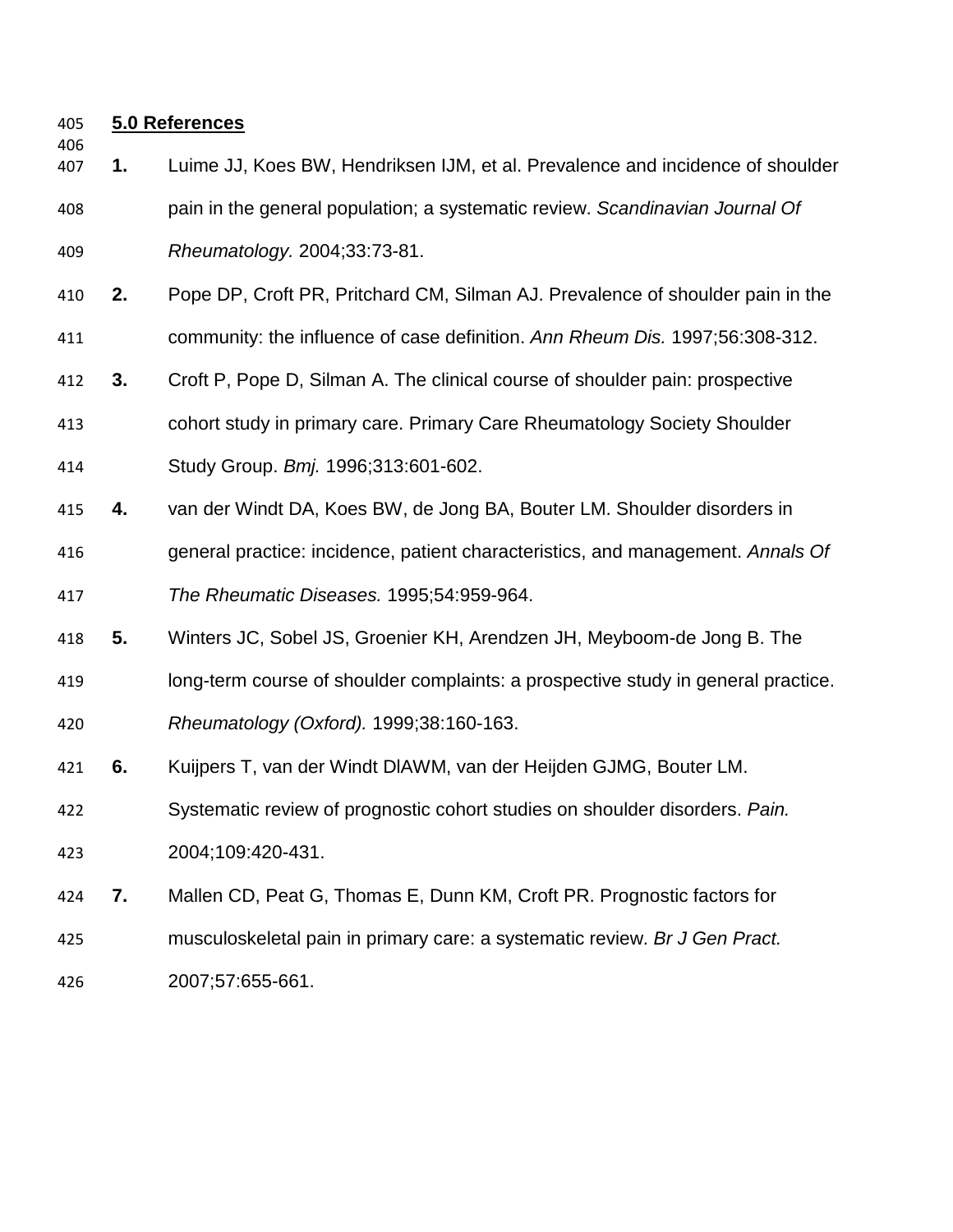## 5.0 References

1. Luime JJ, Koes BW, Hendriksen IJM, et al. Prevalence and incidence of shoulder pain in the general population; a systematic review. *Scandinavian Journal Of Rheumatology.* 2004;33:73-81.
2. Pope DP, Croft PR, Pritchard CM, Silman AJ. Prevalence of shoulder pain in the community: the influence of case definition. *Ann Rheum Dis.* 1997;56:308-312.
3. Croft P, Pope D, Silman A. The clinical course of shoulder pain: prospective cohort study in primary care. Primary Care Rheumatology Society Shoulder Study Group. *Bmj.* 1996;313:601-602.
4. van der Windt DA, Koes BW, de Jong BA, Bouter LM. Shoulder disorders in general practice: incidence, patient characteristics, and management. *Annals Of The Rheumatic Diseases.* 1995;54:959-964.
5. Winters JC, Sobel JS, Groenier KH, Arendzen JH, Meyboom-de Jong B. The long-term course of shoulder complaints: a prospective study in general practice. *Rheumatology (Oxford).* 1999;38:160-163.
6. Kuijpers T, van der Windt DlAWM, van der Heijden GJMG, Bouter LM. Systematic review of prognostic cohort studies on shoulder disorders. *Pain.* 2004;109:420-431.
7. Mallen CD, Peat G, Thomas E, Dunn KM, Croft PR. Prognostic factors for musculoskeletal pain in primary care: a systematic review. *Br J Gen Pract.* 2007;57:655-661.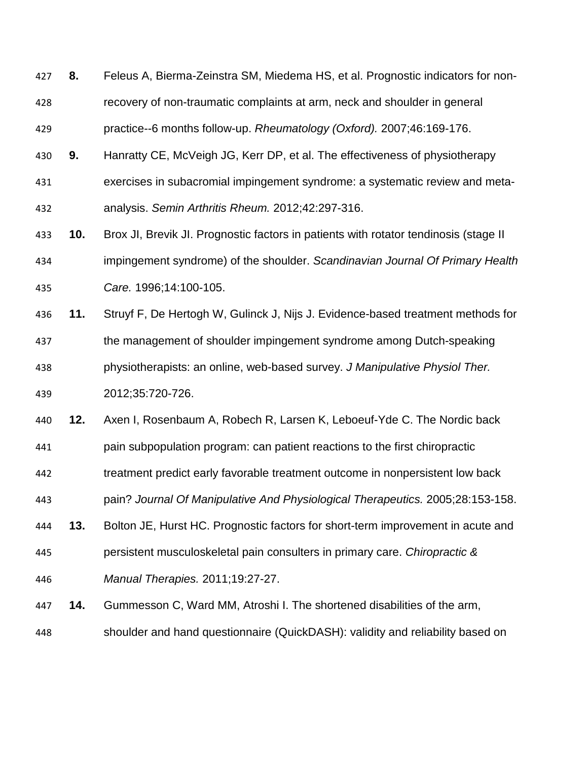8. Feleus A, Bierma-Zeinstra SM, Miedema HS, et al. Prognostic indicators for non-recovery of non-traumatic complaints at arm, neck and shoulder in general practice--6 months follow-up. *Rheumatology (Oxford).* 2007;46:169-176.
9. Hanratty CE, McVeigh JG, Kerr DP, et al. The effectiveness of physiotherapy exercises in subacromial impingement syndrome: a systematic review and meta-analysis. *Semin Arthritis Rheum.* 2012;42:297-316.
10. Brox JI, Brevik JI. Prognostic factors in patients with rotator tendinosis (stage II impingement syndrome) of the shoulder. *Scandinavian Journal Of Primary Health Care.* 1996;14:100-105.
11. Struyf F, De Hertogh W, Gulinck J, Nijs J. Evidence-based treatment methods for the management of shoulder impingement syndrome among Dutch-speaking physiotherapists: an online, web-based survey. *J Manipulative Physiol Ther.* 2012;35:720-726.
12. Axen I, Rosenbaum A, Robech R, Larsen K, Leboeuf-Yde C. The Nordic back pain subpopulation program: can patient reactions to the first chiropractic treatment predict early favorable treatment outcome in nonpersistent low back pain? *Journal Of Manipulative And Physiological Therapeutics.* 2005;28:153-158.
13. Bolton JE, Hurst HC. Prognostic factors for short-term improvement in acute and persistent musculoskeletal pain consulters in primary care. *Chiropractic & Manual Therapies.* 2011;19:27-27.
14. Gummesson C, Ward MM, Atroshi I. The shortened disabilities of the arm, shoulder and hand questionnaire (QuickDASH): validity and reliability based on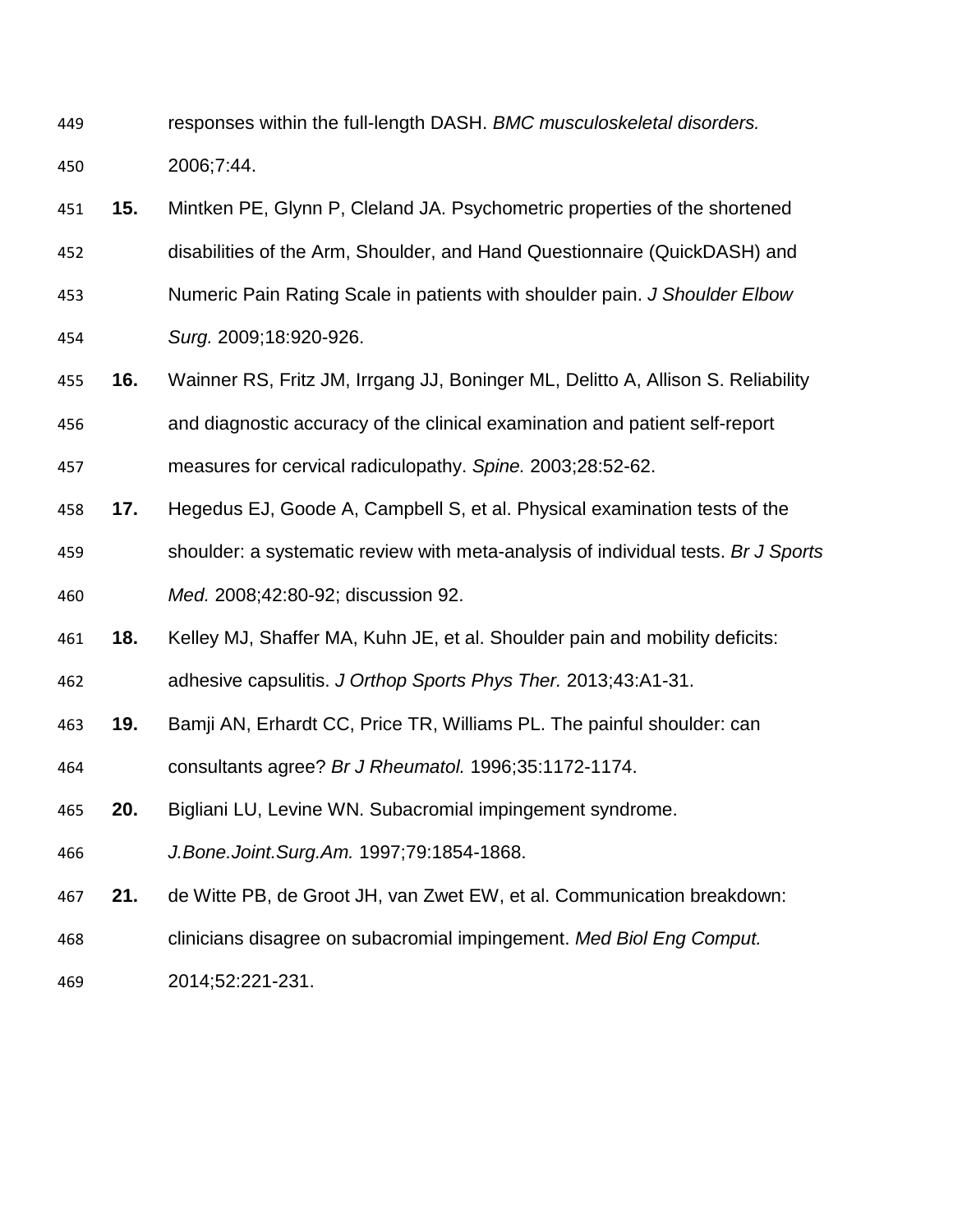responses within the full-length DASH. *BMC musculoskeletal disorders.* 2006;7:44.

**15.** Mintken PE, Glynn P, Cleland JA. Psychometric properties of the shortened disabilities of the Arm, Shoulder, and Hand Questionnaire (QuickDASH) and Numeric Pain Rating Scale in patients with shoulder pain. *J Shoulder Elbow Surg.* 2009;18:920-926.

**16.** Wainner RS, Fritz JM, Irrgang JJ, Boninger ML, Delitto A, Allison S. Reliability and diagnostic accuracy of the clinical examination and patient self-report measures for cervical radiculopathy. *Spine.* 2003;28:52-62.

**17.** Hegedus EJ, Goode A, Campbell S, et al. Physical examination tests of the shoulder: a systematic review with meta-analysis of individual tests. *Br J Sports Med.* 2008;42:80-92; discussion 92.

**18.** Kelley MJ, Shaffer MA, Kuhn JE, et al. Shoulder pain and mobility deficits: adhesive capsulitis. *J Orthop Sports Phys Ther.* 2013;43:A1-31.

**19.** Bamji AN, Erhardt CC, Price TR, Williams PL. The painful shoulder: can consultants agree? *Br J Rheumatol.* 1996;35:1172-1174.

**20.** Bigliani LU, Levine WN. Subacromial impingement syndrome. *J.Bone.Joint.Surg.Am.* 1997;79:1854-1868.

**21.** de Witte PB, de Groot JH, van Zwet EW, et al. Communication breakdown: clinicians disagree on subacromial impingement. *Med Biol Eng Comput.* 2014;52:221-231.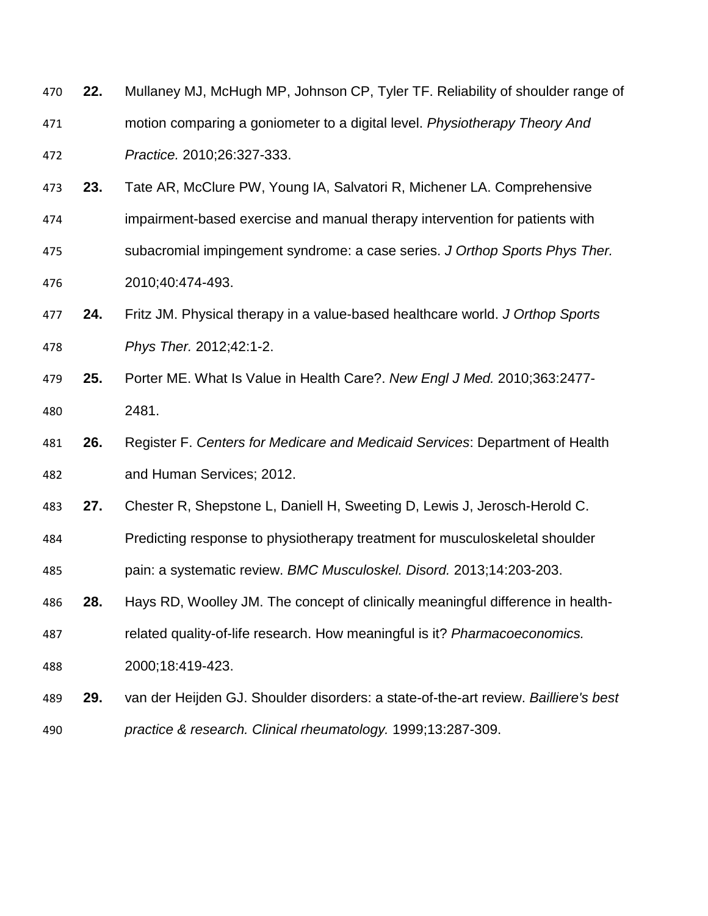**22.** Mullaney MJ, McHugh MP, Johnson CP, Tyler TF. Reliability of shoulder range of motion comparing a goniometer to a digital level. *Physiotherapy Theory And Practice.* 2010;26:327-333.

**23.** Tate AR, McClure PW, Young IA, Salvatori R, Michener LA. Comprehensive impairment-based exercise and manual therapy intervention for patients with subacromial impingement syndrome: a case series. *J Orthop Sports Phys Ther.* 2010;40:474-493.

**24.** Fritz JM. Physical therapy in a value-based healthcare world. *J Orthop Sports Phys Ther.* 2012;42:1-2.

**25.** Porter ME. What Is Value in Health Care?. *New Engl J Med.* 2010;363:2477-2481.

**26.** Register F. *Centers for Medicare and Medicaid Services*: Department of Health and Human Services; 2012.

**27.** Chester R, Shepstone L, Daniell H, Sweeting D, Lewis J, Jerosch-Herold C. Predicting response to physiotherapy treatment for musculoskeletal shoulder pain: a systematic review. *BMC Musculoskel. Disord.* 2013;14:203-203.

**28.** Hays RD, Woolley JM. The concept of clinically meaningful difference in health-related quality-of-life research. How meaningful is it? *Pharmacoeconomics.* 2000;18:419-423.

**29.** van der Heijden GJ. Shoulder disorders: a state-of-the-art review. *Bailliere's best practice & research. Clinical rheumatology.* 1999;13:287-309.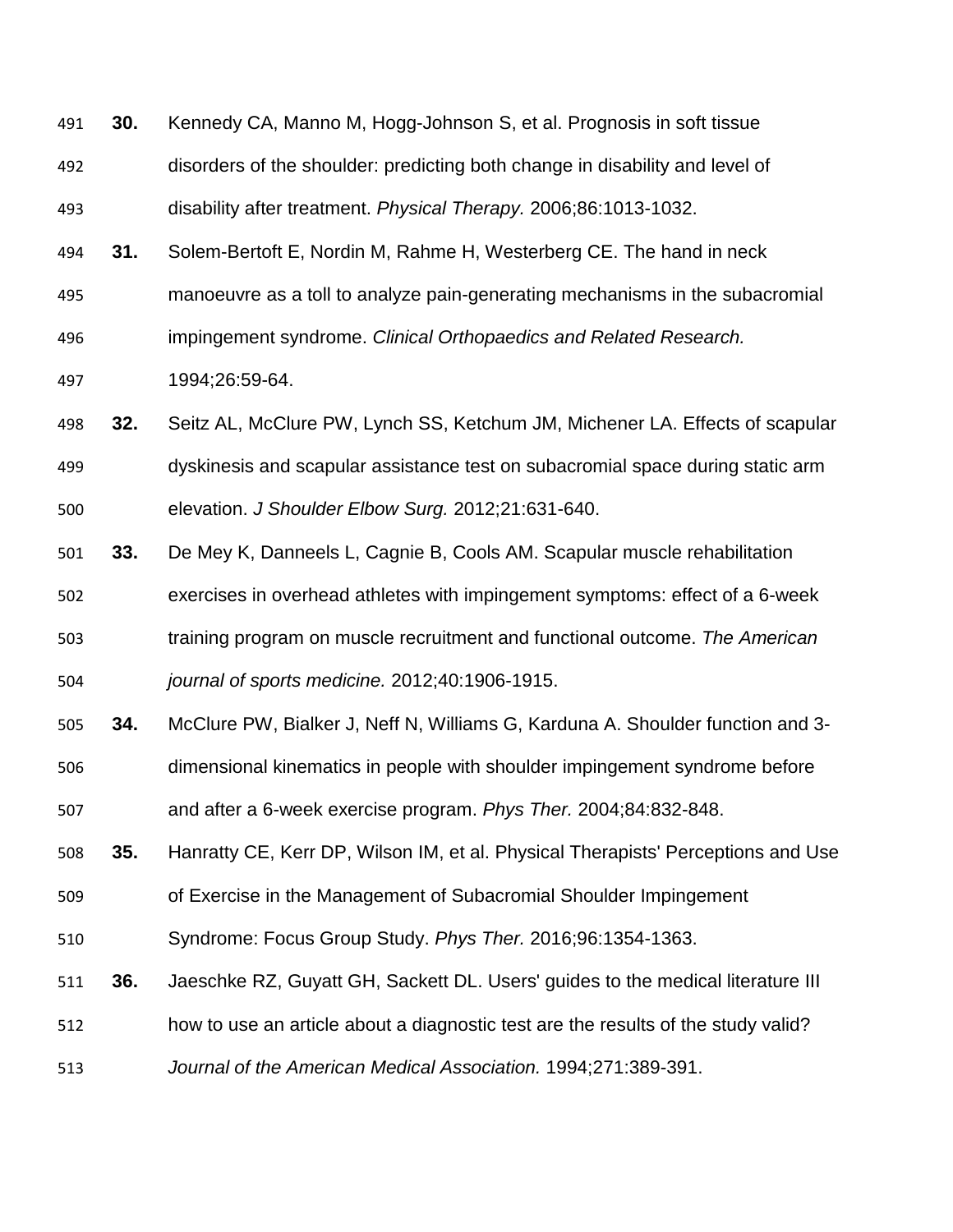**30.** Kennedy CA, Manno M, Hogg-Johnson S, et al. Prognosis in soft tissue disorders of the shoulder: predicting both change in disability and level of disability after treatment. *Physical Therapy.* 2006;86:1013-1032.

**31.** Solem-Bertoft E, Nordin M, Rahme H, Westerberg CE. The hand in neck manoeuvre as a toll to analyze pain-generating mechanisms in the subacromial impingement syndrome. *Clinical Orthopaedics and Related Research.* 1994;26:59-64.

**32.** Seitz AL, McClure PW, Lynch SS, Ketchum JM, Michener LA. Effects of scapular dyskinesis and scapular assistance test on subacromial space during static arm elevation. *J Shoulder Elbow Surg.* 2012;21:631-640.

**33.** De Mey K, Danneels L, Cagnie B, Cools AM. Scapular muscle rehabilitation exercises in overhead athletes with impingement symptoms: effect of a 6-week training program on muscle recruitment and functional outcome. *The American journal of sports medicine.* 2012;40:1906-1915.

**34.** McClure PW, Bialker J, Neff N, Williams G, Karduna A. Shoulder function and 3-dimensional kinematics in people with shoulder impingement syndrome before and after a 6-week exercise program. *Phys Ther.* 2004;84:832-848.

**35.** Hanratty CE, Kerr DP, Wilson IM, et al. Physical Therapists' Perceptions and Use of Exercise in the Management of Subacromial Shoulder Impingement Syndrome: Focus Group Study. *Phys Ther.* 2016;96:1354-1363.

**36.** Jaeschke RZ, Guyatt GH, Sackett DL. Users' guides to the medical literature III how to use an article about a diagnostic test are the results of the study valid? *Journal of the American Medical Association.* 1994;271:389-391.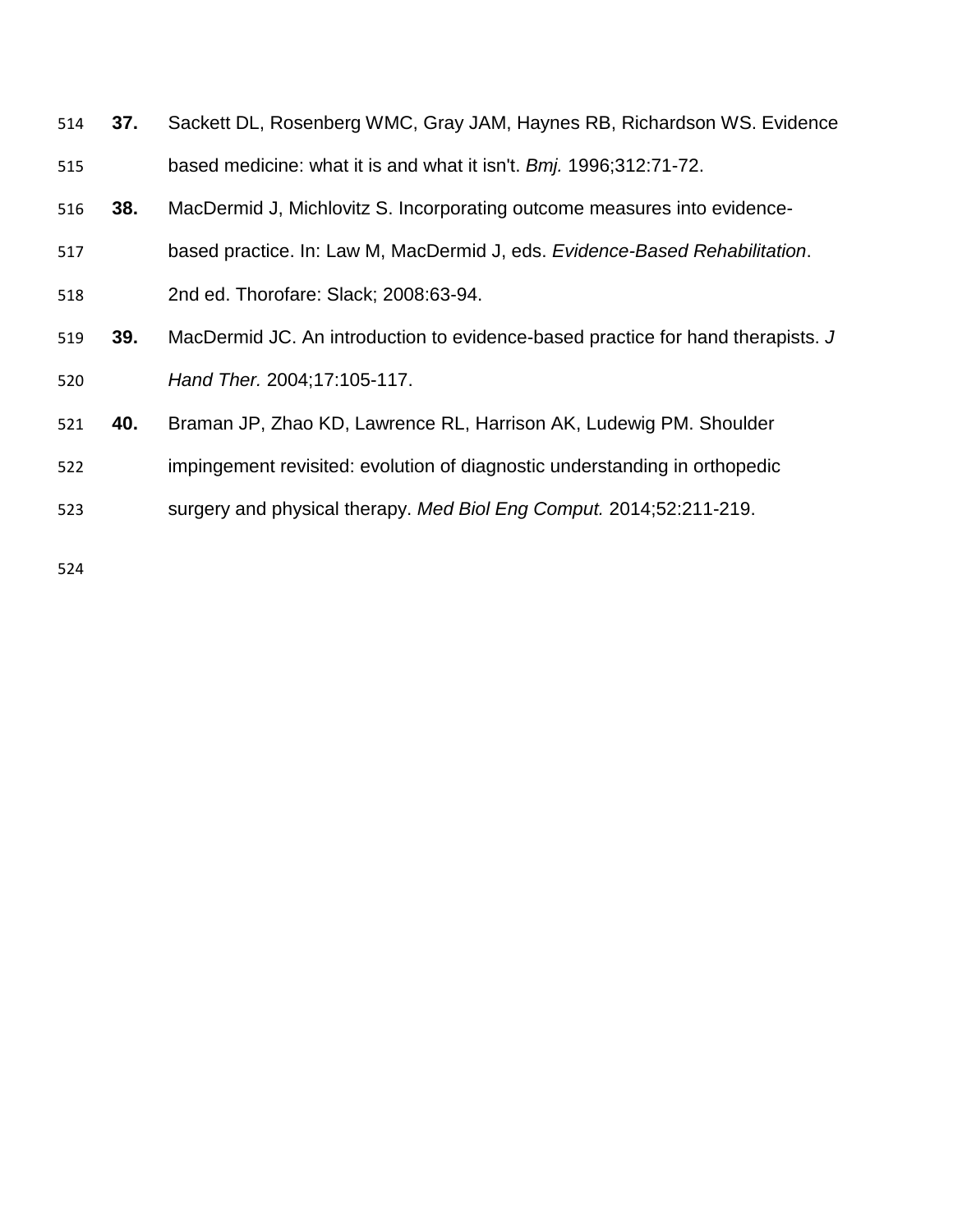**37.** Sackett DL, Rosenberg WMC, Gray JAM, Haynes RB, Richardson WS. Evidence based medicine: what it is and what it isn't. *Bmj.* 1996;312:71-72.

**38.** MacDermid J, Michlovitz S. Incorporating outcome measures into evidence-based practice. In: Law M, MacDermid J, eds. *Evidence-Based Rehabilitation*. 2nd ed. Thorofare: Slack; 2008:63-94.

**39.** MacDermid JC. An introduction to evidence-based practice for hand therapists. *J Hand Ther.* 2004;17:105-117.

**40.** Braman JP, Zhao KD, Lawrence RL, Harrison AK, Ludewig PM. Shoulder impingement revisited: evolution of diagnostic understanding in orthopedic surgery and physical therapy. *Med Biol Eng Comput.* 2014;52:211-219.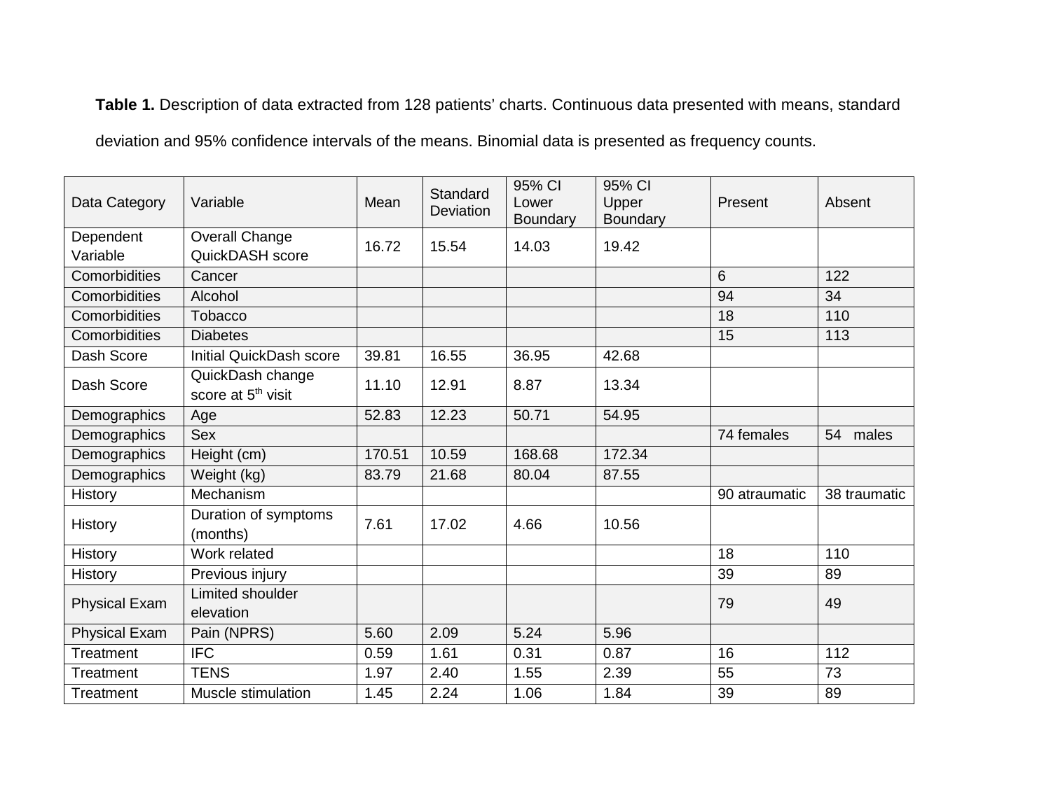**Table 1.** Description of data extracted from 128 patients' charts. Continuous data presented with means, standard deviation and 95% confidence intervals of the means. Binomial data is presented as frequency counts.

| Data Category | Variable | Mean | Standard Deviation | 95% CI Lower Boundary | 95% CI Upper Boundary | Present | Absent |
|---|---|---|---|---|---|---|---|
| Dependent Variable | Overall Change QuickDASH score | 16.72 | 15.54 | 14.03 | 19.42 | | |
| Comorbidities | Cancer | | | | | 6 | 122 |
| Comorbidities | Alcohol | | | | | 94 | 34 |
| Comorbidities | Tobacco | | | | | 18 | 110 |
| Comorbidities | Diabetes | | | | | 15 | 113 |
| Dash Score | Initial QuickDash score | 39.81 | 16.55 | 36.95 | 42.68 | | |
| Dash Score | QuickDash change score at 5th visit | 11.10 | 12.91 | 8.87 | 13.34 | | |
| Demographics | Age | 52.83 | 12.23 | 50.71 | 54.95 | | |
| Demographics | Sex | | | | | 74 females | 54 males |
| Demographics | Height (cm) | 170.51 | 10.59 | 168.68 | 172.34 | | |
| Demographics | Weight (kg) | 83.79 | 21.68 | 80.04 | 87.55 | | |
| History | Mechanism | | | | | 90 atraumatic | 38 traumatic |
| History | Duration of symptoms (months) | 7.61 | 17.02 | 4.66 | 10.56 | | |
| History | Work related | | | | | 18 | 110 |
| History | Previous injury | | | | | 39 | 89 |
| Physical Exam | Limited shoulder elevation | | | | | 79 | 49 |
| Physical Exam | Pain (NPRS) | 5.60 | 2.09 | 5.24 | 5.96 | | |
| Treatment | IFC | 0.59 | 1.61 | 0.31 | 0.87 | 16 | 112 |
| Treatment | TENS | 1.97 | 2.40 | 1.55 | 2.39 | 55 | 73 |
| Treatment | Muscle stimulation | 1.45 | 2.24 | 1.06 | 1.84 | 39 | 89 |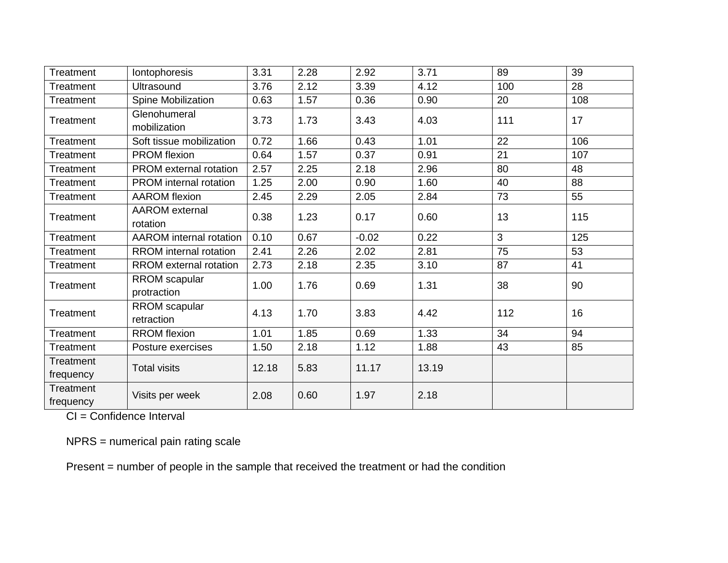| | | | | | | | |
|---|---|---|---|---|---|---|---|
| Treatment | Iontophoresis | 3.31 | 2.28 | 2.92 | 3.71 | 89 | 39 |
| Treatment | Ultrasound | 3.76 | 2.12 | 3.39 | 4.12 | 100 | 28 |
| Treatment | Spine Mobilization | 0.63 | 1.57 | 0.36 | 0.90 | 20 | 108 |
| Treatment | Glenohumeral mobilization | 3.73 | 1.73 | 3.43 | 4.03 | 111 | 17 |
| Treatment | Soft tissue mobilization | 0.72 | 1.66 | 0.43 | 1.01 | 22 | 106 |
| Treatment | PROM flexion | 0.64 | 1.57 | 0.37 | 0.91 | 21 | 107 |
| Treatment | PROM external rotation | 2.57 | 2.25 | 2.18 | 2.96 | 80 | 48 |
| Treatment | PROM internal rotation | 1.25 | 2.00 | 0.90 | 1.60 | 40 | 88 |
| Treatment | AAROM flexion | 2.45 | 2.29 | 2.05 | 2.84 | 73 | 55 |
| Treatment | AAROM external rotation | 0.38 | 1.23 | 0.17 | 0.60 | 13 | 115 |
| Treatment | AAROM internal rotation | 0.10 | 0.67 | -0.02 | 0.22 | 3 | 125 |
| Treatment | RROM internal rotation | 2.41 | 2.26 | 2.02 | 2.81 | 75 | 53 |
| Treatment | RROM external rotation | 2.73 | 2.18 | 2.35 | 3.10 | 87 | 41 |
| Treatment | RROM scapular protraction | 1.00 | 1.76 | 0.69 | 1.31 | 38 | 90 |
| Treatment | RROM scapular retraction | 4.13 | 1.70 | 3.83 | 4.42 | 112 | 16 |
| Treatment | RROM flexion | 1.01 | 1.85 | 0.69 | 1.33 | 34 | 94 |
| Treatment | Posture exercises | 1.50 | 2.18 | 1.12 | 1.88 | 43 | 85 |
| Treatment frequency | Total visits | 12.18 | 5.83 | 11.17 | 13.19 | | |
| Treatment frequency | Visits per week | 2.08 | 0.60 | 1.97 | 2.18 | | |

CI = Confidence Interval

NPRS = numerical pain rating scale

Present = number of people in the sample that received the treatment or had the condition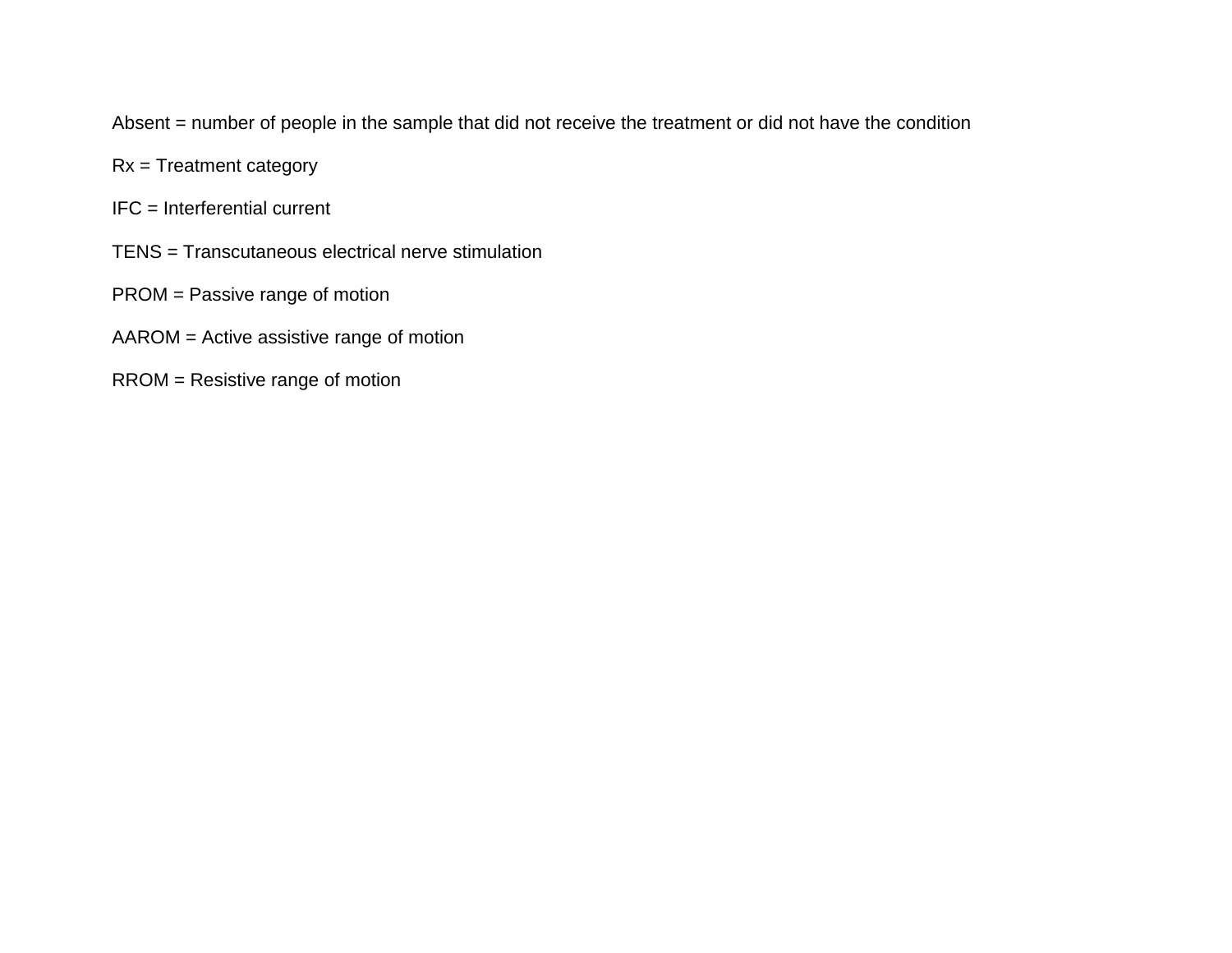Absent = number of people in the sample that did not receive the treatment or did not have the condition

Rx = Treatment category

IFC = Interferential current

TENS = Transcutaneous electrical nerve stimulation

PROM = Passive range of motion

AAROM = Active assistive range of motion

RROM = Resistive range of motion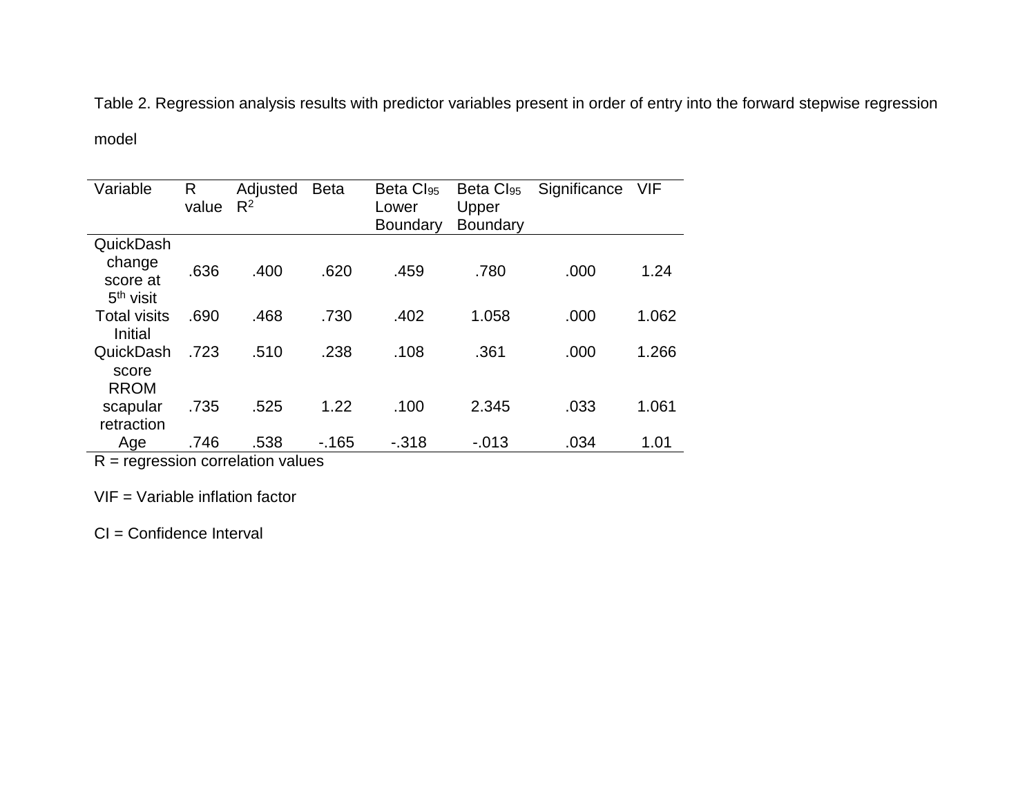Table 2. Regression analysis results with predictor variables present in order of entry into the forward stepwise regression model

| Variable | R value | Adjusted $R^2$ | Beta | Beta $CI_{95}$ Lower Boundary | Beta $CI_{95}$ Upper Boundary | Significance | VIF |
|---|---|---|---|---|---|---|---|
| QuickDash change score at 5th visit | .636 | .400 | .620 | .459 | .780 | .000 | 1.24 |
| Total visits | .690 | .468 | .730 | .402 | 1.058 | .000 | 1.062 |
| Initial QuickDash score | .723 | .510 | .238 | .108 | .361 | .000 | 1.266 |
| RROM scapular retraction | .735 | .525 | 1.22 | .100 | 2.345 | .033 | 1.061 |
| Age | .746 | .538 | -.165 | -.318 | -.013 | .034 | 1.01 |

R = regression correlation values

VIF = Variable inflation factor

CI = Confidence Interval